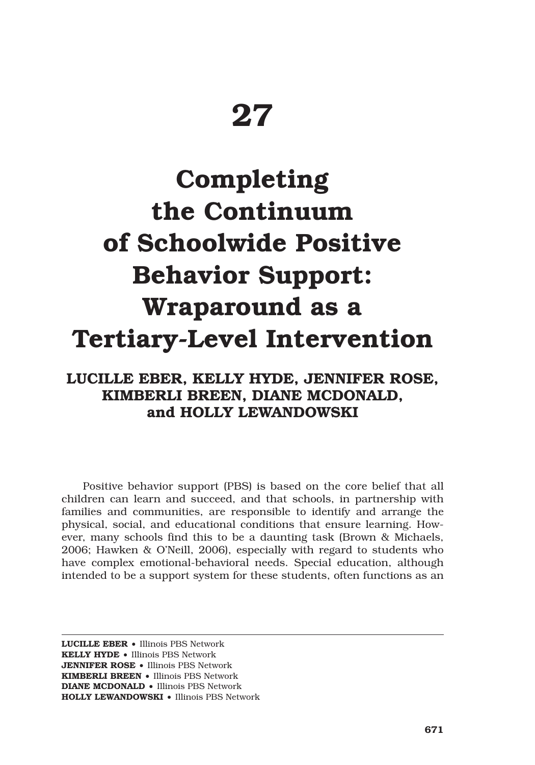# 27

# Completing the Continuum of Schoolwide Positive Behavior Support: Wraparound as a Tertiary-Level Intervention

**LUCILLE EBER, KELLY HYDE, JENNIFER ROSE, KIMBERLI BREEN, DIANE MCDONALD, and HOLLY LEWANDOWSKI**

Positive behavior support (PBS) is based on the core belief that all children can learn and succeed, and that schools, in partnership with families and communities, are responsible to identify and arrange the physical, social, and educational conditions that ensure learning. However, many schools find this to be a daunting task (Brown & Michaels, 2006; Hawken & O'Neill, 2006), especially with regard to students who have complex emotional-behavioral needs. Special education, although intended to be a support system for these students, often functions as an

---

**LUCILLE EBER** • Illinois PBS Network
**KELLY HYDE** • Illinois PBS Network
**JENNIFER ROSE** • Illinois PBS Network
**KIMBERLI BREEN** • Illinois PBS Network
**DIANE MCDONALD** • Illinois PBS Network
**HOLLY LEWANDOWSKI** • Illinois PBS Network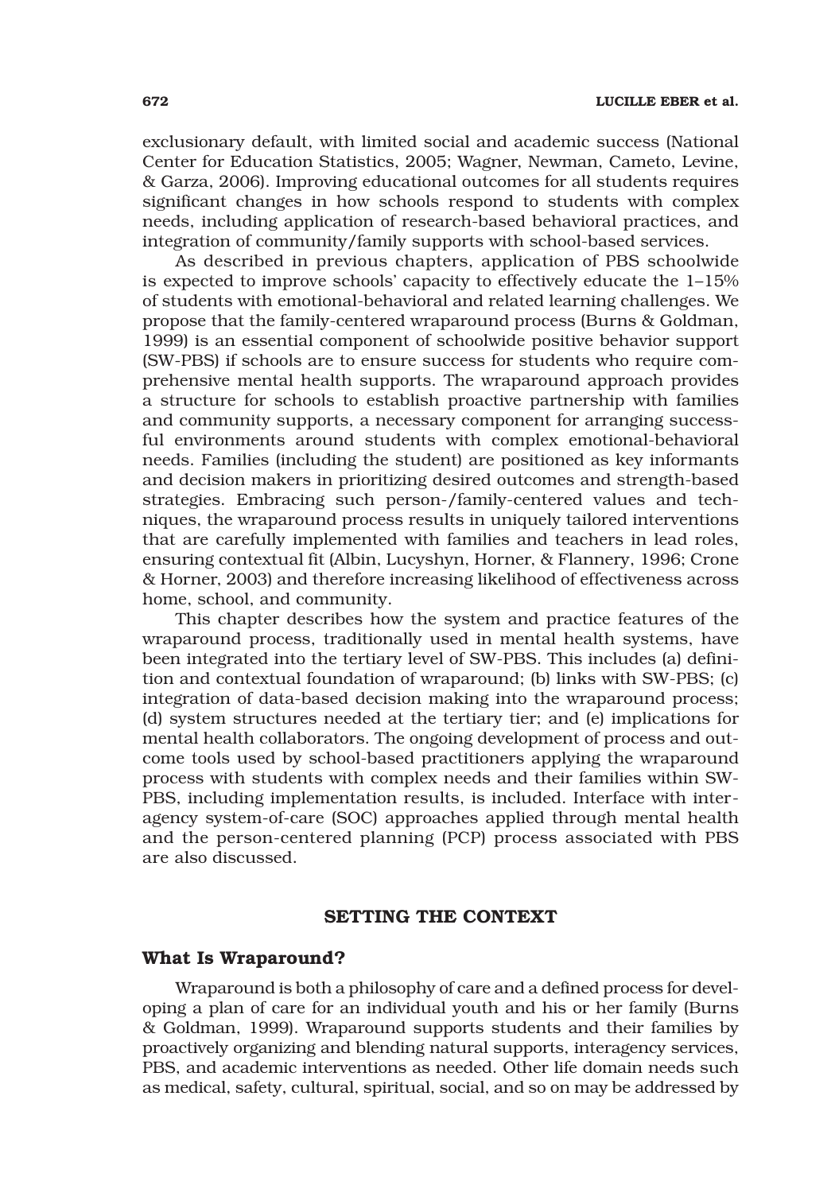exclusionary default, with limited social and academic success (National Center for Education Statistics, 2005; Wagner, Newman, Cameto, Levine, & Garza, 2006). Improving educational outcomes for all students requires significant changes in how schools respond to students with complex needs, including application of research-based behavioral practices, and integration of community/family supports with school-based services.

As described in previous chapters, application of PBS schoolwide is expected to improve schools' capacity to effectively educate the 1–15% of students with emotional-behavioral and related learning challenges. We propose that the family-centered wraparound process (Burns & Goldman, 1999) is an essential component of schoolwide positive behavior support (SW-PBS) if schools are to ensure success for students who require comprehensive mental health supports. The wraparound approach provides a structure for schools to establish proactive partnership with families and community supports, a necessary component for arranging successful environments around students with complex emotional-behavioral needs. Families (including the student) are positioned as key informants and decision makers in prioritizing desired outcomes and strength-based strategies. Embracing such person-/family-centered values and techniques, the wraparound process results in uniquely tailored interventions that are carefully implemented with families and teachers in lead roles, ensuring contextual fit (Albin, Lucyshyn, Horner, & Flannery, 1996; Crone & Horner, 2003) and therefore increasing likelihood of effectiveness across home, school, and community.

This chapter describes how the system and practice features of the wraparound process, traditionally used in mental health systems, have been integrated into the tertiary level of SW-PBS. This includes (a) definition and contextual foundation of wraparound; (b) links with SW-PBS; (c) integration of data-based decision making into the wraparound process; (d) system structures needed at the tertiary tier; and (e) implications for mental health collaborators. The ongoing development of process and outcome tools used by school-based practitioners applying the wraparound process with students with complex needs and their families within SW-PBS, including implementation results, is included. Interface with interagency system-of-care (SOC) approaches applied through mental health and the person-centered planning (PCP) process associated with PBS are also discussed.

## SETTING THE CONTEXT

### What Is Wraparound?

Wraparound is both a philosophy of care and a defined process for developing a plan of care for an individual youth and his or her family (Burns & Goldman, 1999). Wraparound supports students and their families by proactively organizing and blending natural supports, interagency services, PBS, and academic interventions as needed. Other life domain needs such as medical, safety, cultural, spiritual, social, and so on may be addressed by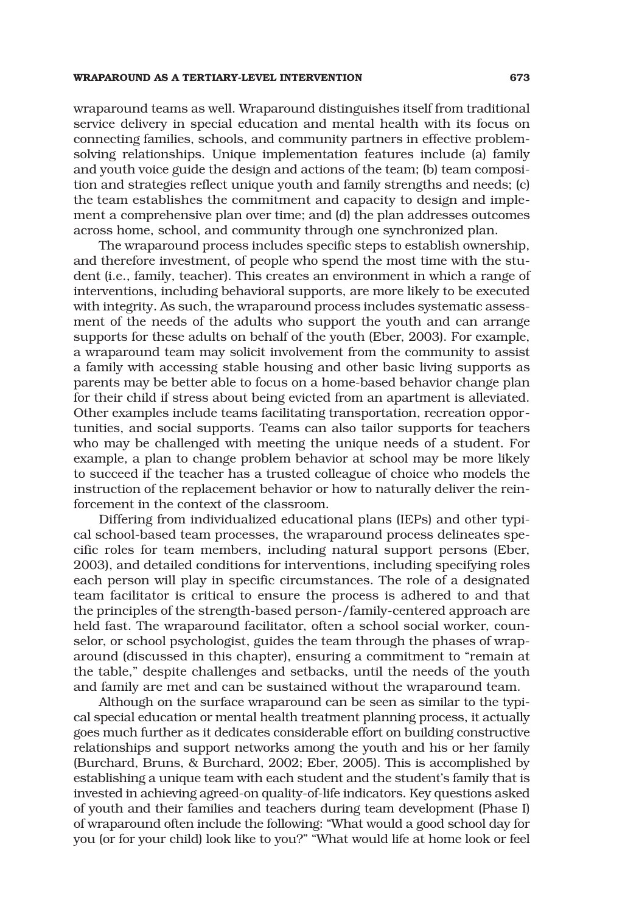wraparound teams as well. Wraparound distinguishes itself from traditional service delivery in special education and mental health with its focus on connecting families, schools, and community partners in effective problem-solving relationships. Unique implementation features include (a) family and youth voice guide the design and actions of the team; (b) team composition and strategies reflect unique youth and family strengths and needs; (c) the team establishes the commitment and capacity to design and implement a comprehensive plan over time; and (d) the plan addresses outcomes across home, school, and community through one synchronized plan.

The wraparound process includes specific steps to establish ownership, and therefore investment, of people who spend the most time with the student (i.e., family, teacher). This creates an environment in which a range of interventions, including behavioral supports, are more likely to be executed with integrity. As such, the wraparound process includes systematic assessment of the needs of the adults who support the youth and can arrange supports for these adults on behalf of the youth (Eber, 2003). For example, a wraparound team may solicit involvement from the community to assist a family with accessing stable housing and other basic living supports as parents may be better able to focus on a home-based behavior change plan for their child if stress about being evicted from an apartment is alleviated. Other examples include teams facilitating transportation, recreation opportunities, and social supports. Teams can also tailor supports for teachers who may be challenged with meeting the unique needs of a student. For example, a plan to change problem behavior at school may be more likely to succeed if the teacher has a trusted colleague of choice who models the instruction of the replacement behavior or how to naturally deliver the reinforcement in the context of the classroom.

Differing from individualized educational plans (IEPs) and other typical school-based team processes, the wraparound process delineates specific roles for team members, including natural support persons (Eber, 2003), and detailed conditions for interventions, including specifying roles each person will play in specific circumstances. The role of a designated team facilitator is critical to ensure the process is adhered to and that the principles of the strength-based person-/family-centered approach are held fast. The wraparound facilitator, often a school social worker, counselor, or school psychologist, guides the team through the phases of wraparound (discussed in this chapter), ensuring a commitment to "remain at the table," despite challenges and setbacks, until the needs of the youth and family are met and can be sustained without the wraparound team.

Although on the surface wraparound can be seen as similar to the typical special education or mental health treatment planning process, it actually goes much further as it dedicates considerable effort on building constructive relationships and support networks among the youth and his or her family (Burchard, Bruns, & Burchard, 2002; Eber, 2005). This is accomplished by establishing a unique team with each student and the student's family that is invested in achieving agreed-on quality-of-life indicators. Key questions asked of youth and their families and teachers during team development (Phase I) of wraparound often include the following: "What would a good school day for you (or for your child) look like to you?" "What would life at home look or feel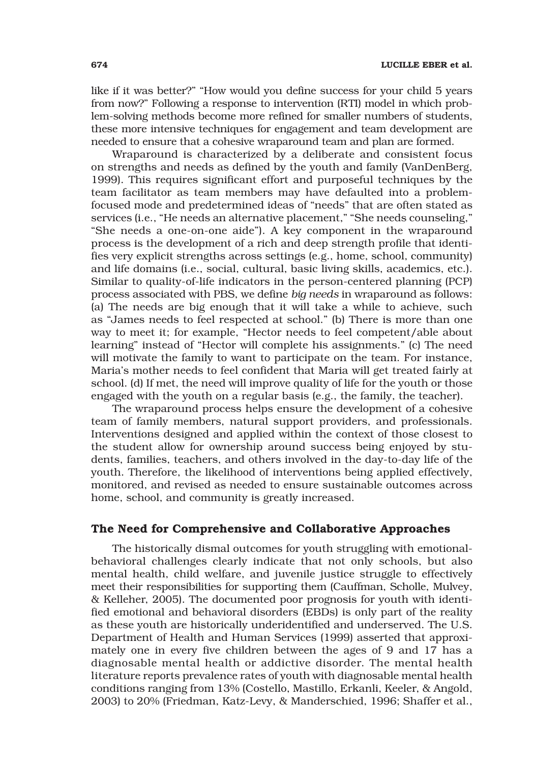like if it was better?" "How would you define success for your child 5 years from now?" Following a response to intervention (RTI) model in which problem-solving methods become more refined for smaller numbers of students, these more intensive techniques for engagement and team development are needed to ensure that a cohesive wraparound team and plan are formed.

Wraparound is characterized by a deliberate and consistent focus on strengths and needs as defined by the youth and family (VanDenBerg, 1999). This requires significant effort and purposeful techniques by the team facilitator as team members may have defaulted into a problem-focused mode and predetermined ideas of "needs" that are often stated as services (i.e., "He needs an alternative placement," "She needs counseling," "She needs a one-on-one aide"). A key component in the wraparound process is the development of a rich and deep strength profile that identifies very explicit strengths across settings (e.g., home, school, community) and life domains (i.e., social, cultural, basic living skills, academics, etc.). Similar to quality-of-life indicators in the person-centered planning (PCP) process associated with PBS, we define *big needs* in wraparound as follows: (a) The needs are big enough that it will take a while to achieve, such as "James needs to feel respected at school." (b) There is more than one way to meet it; for example, "Hector needs to feel competent/able about learning" instead of "Hector will complete his assignments." (c) The need will motivate the family to want to participate on the team. For instance, Maria's mother needs to feel confident that Maria will get treated fairly at school. (d) If met, the need will improve quality of life for the youth or those engaged with the youth on a regular basis (e.g., the family, the teacher).

The wraparound process helps ensure the development of a cohesive team of family members, natural support providers, and professionals. Interventions designed and applied within the context of those closest to the student allow for ownership around success being enjoyed by students, families, teachers, and others involved in the day-to-day life of the youth. Therefore, the likelihood of interventions being applied effectively, monitored, and revised as needed to ensure sustainable outcomes across home, school, and community is greatly increased.

## The Need for Comprehensive and Collaborative Approaches

The historically dismal outcomes for youth struggling with emotional-behavioral challenges clearly indicate that not only schools, but also mental health, child welfare, and juvenile justice struggle to effectively meet their responsibilities for supporting them (Cauffman, Scholle, Mulvey, & Kelleher, 2005). The documented poor prognosis for youth with identified emotional and behavioral disorders (EBDs) is only part of the reality as these youth are historically underidentified and underserved. The U.S. Department of Health and Human Services (1999) asserted that approximately one in every five children between the ages of 9 and 17 has a diagnosable mental health or addictive disorder. The mental health literature reports prevalence rates of youth with diagnosable mental health conditions ranging from 13% (Costello, Mastillo, Erkanli, Keeler, & Angold, 2003) to 20% (Friedman, Katz-Levy, & Manderschied, 1996; Shaffer et al.,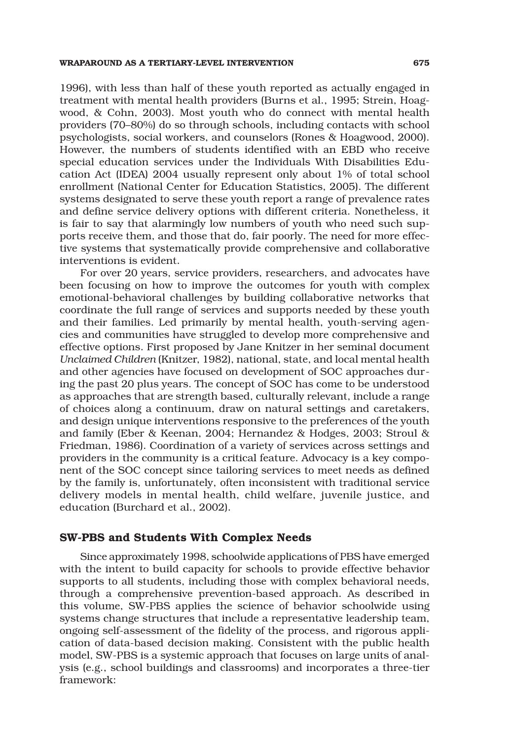1996), with less than half of these youth reported as actually engaged in treatment with mental health providers (Burns et al., 1995; Strein, Hoagwood, & Cohn, 2003). Most youth who do connect with mental health providers (70–80%) do so through schools, including contacts with school psychologists, social workers, and counselors (Rones & Hoagwood, 2000). However, the numbers of students identified with an EBD who receive special education services under the Individuals With Disabilities Education Act (IDEA) 2004 usually represent only about 1% of total school enrollment (National Center for Education Statistics, 2005). The different systems designated to serve these youth report a range of prevalence rates and define service delivery options with different criteria. Nonetheless, it is fair to say that alarmingly low numbers of youth who need such supports receive them, and those that do, fair poorly. The need for more effective systems that systematically provide comprehensive and collaborative interventions is evident.

For over 20 years, service providers, researchers, and advocates have been focusing on how to improve the outcomes for youth with complex emotional-behavioral challenges by building collaborative networks that coordinate the full range of services and supports needed by these youth and their families. Led primarily by mental health, youth-serving agencies and communities have struggled to develop more comprehensive and effective options. First proposed by Jane Knitzer in her seminal document *Unclaimed Children* (Knitzer, 1982), national, state, and local mental health and other agencies have focused on development of SOC approaches during the past 20 plus years. The concept of SOC has come to be understood as approaches that are strength based, culturally relevant, include a range of choices along a continuum, draw on natural settings and caretakers, and design unique interventions responsive to the preferences of the youth and family (Eber & Keenan, 2004; Hernandez & Hodges, 2003; Stroul & Friedman, 1986). Coordination of a variety of services across settings and providers in the community is a critical feature. Advocacy is a key component of the SOC concept since tailoring services to meet needs as defined by the family is, unfortunately, often inconsistent with traditional service delivery models in mental health, child welfare, juvenile justice, and education (Burchard et al., 2002).

## SW-PBS and Students With Complex Needs

Since approximately 1998, schoolwide applications of PBS have emerged with the intent to build capacity for schools to provide effective behavior supports to all students, including those with complex behavioral needs, through a comprehensive prevention-based approach. As described in this volume, SW-PBS applies the science of behavior schoolwide using systems change structures that include a representative leadership team, ongoing self-assessment of the fidelity of the process, and rigorous application of data-based decision making. Consistent with the public health model, SW-PBS is a systemic approach that focuses on large units of analysis (e.g., school buildings and classrooms) and incorporates a three-tier framework: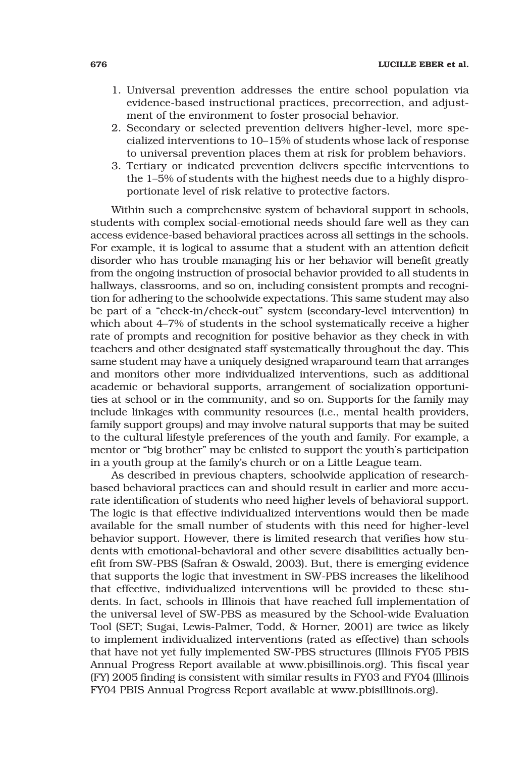1. Universal prevention addresses the entire school population via evidence-based instructional practices, precorrection, and adjustment of the environment to foster prosocial behavior.
2. Secondary or selected prevention delivers higher-level, more specialized interventions to 10–15% of students whose lack of response to universal prevention places them at risk for problem behaviors.
3. Tertiary or indicated prevention delivers specific interventions to the 1–5% of students with the highest needs due to a highly disproportionate level of risk relative to protective factors.

Within such a comprehensive system of behavioral support in schools, students with complex social-emotional needs should fare well as they can access evidence-based behavioral practices across all settings in the schools. For example, it is logical to assume that a student with an attention deficit disorder who has trouble managing his or her behavior will benefit greatly from the ongoing instruction of prosocial behavior provided to all students in hallways, classrooms, and so on, including consistent prompts and recognition for adhering to the schoolwide expectations. This same student may also be part of a "check-in/check-out" system (secondary-level intervention) in which about 4–7% of students in the school systematically receive a higher rate of prompts and recognition for positive behavior as they check in with teachers and other designated staff systematically throughout the day. This same student may have a uniquely designed wraparound team that arranges and monitors other more individualized interventions, such as additional academic or behavioral supports, arrangement of socialization opportunities at school or in the community, and so on. Supports for the family may include linkages with community resources (i.e., mental health providers, family support groups) and may involve natural supports that may be suited to the cultural lifestyle preferences of the youth and family. For example, a mentor or "big brother" may be enlisted to support the youth's participation in a youth group at the family's church or on a Little League team.

As described in previous chapters, schoolwide application of research-based behavioral practices can and should result in earlier and more accurate identification of students who need higher levels of behavioral support. The logic is that effective individualized interventions would then be made available for the small number of students with this need for higher-level behavior support. However, there is limited research that verifies how students with emotional-behavioral and other severe disabilities actually benefit from SW-PBS (Safran & Oswald, 2003). But, there is emerging evidence that supports the logic that investment in SW-PBS increases the likelihood that effective, individualized interventions will be provided to these students. In fact, schools in Illinois that have reached full implementation of the universal level of SW-PBS as measured by the School-wide Evaluation Tool (SET; Sugai, Lewis-Palmer, Todd, & Horner, 2001) are twice as likely to implement individualized interventions (rated as effective) than schools that have not yet fully implemented SW-PBS structures (Illinois FY05 PBIS Annual Progress Report available at www.pbisillinois.org). This fiscal year (FY) 2005 finding is consistent with similar results in FY03 and FY04 (Illinois FY04 PBIS Annual Progress Report available at www.pbisillinois.org).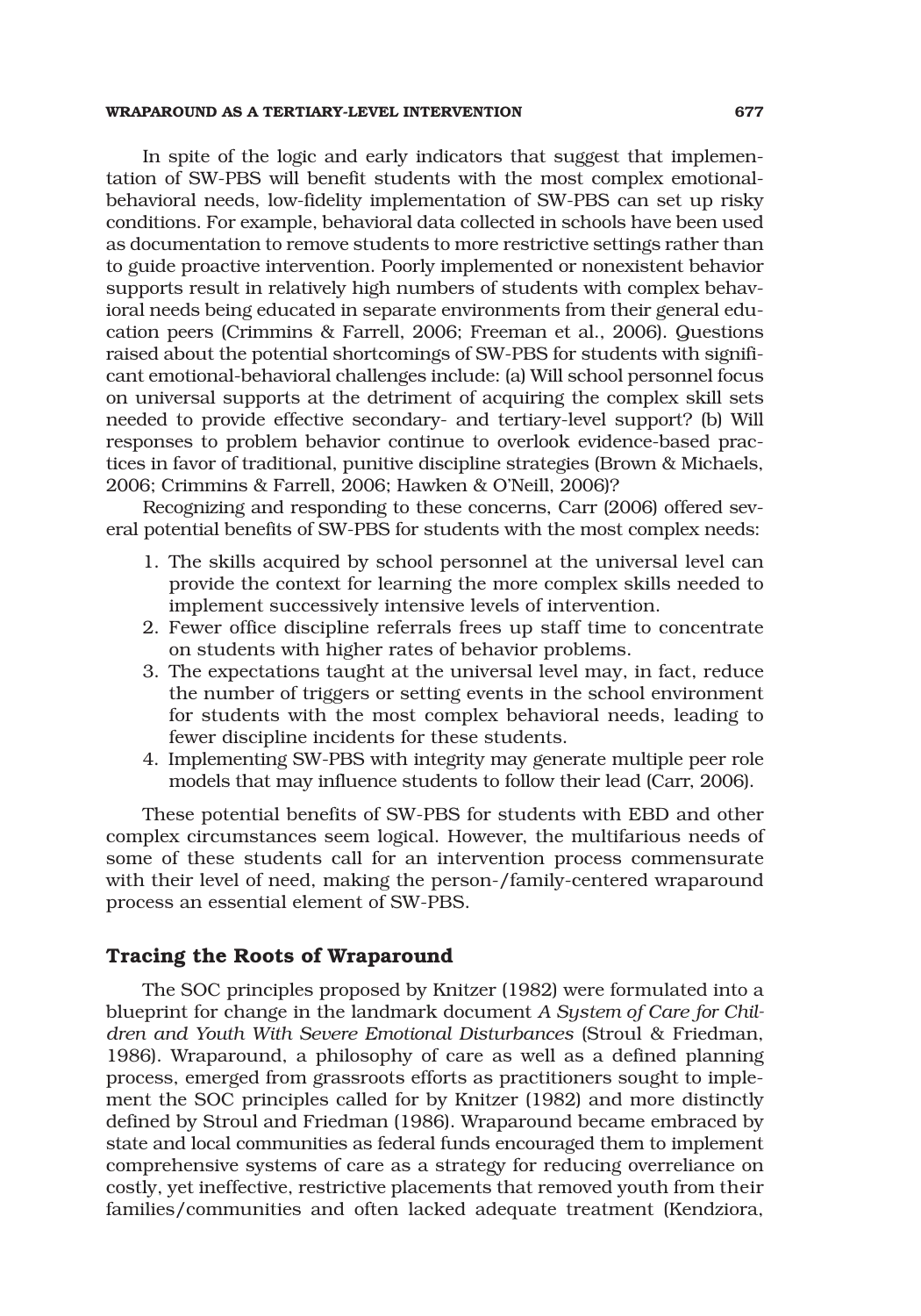In spite of the logic and early indicators that suggest that implementation of SW-PBS will benefit students with the most complex emotional-behavioral needs, low-fidelity implementation of SW-PBS can set up risky conditions. For example, behavioral data collected in schools have been used as documentation to remove students to more restrictive settings rather than to guide proactive intervention. Poorly implemented or nonexistent behavior supports result in relatively high numbers of students with complex behavioral needs being educated in separate environments from their general education peers (Crimmins & Farrell, 2006; Freeman et al., 2006). Questions raised about the potential shortcomings of SW-PBS for students with significant emotional-behavioral challenges include: (a) Will school personnel focus on universal supports at the detriment of acquiring the complex skill sets needed to provide effective secondary- and tertiary-level support? (b) Will responses to problem behavior continue to overlook evidence-based practices in favor of traditional, punitive discipline strategies (Brown & Michaels, 2006; Crimmins & Farrell, 2006; Hawken & O'Neill, 2006)?

Recognizing and responding to these concerns, Carr (2006) offered several potential benefits of SW-PBS for students with the most complex needs:

1. The skills acquired by school personnel at the universal level can provide the context for learning the more complex skills needed to implement successively intensive levels of intervention.
2. Fewer office discipline referrals frees up staff time to concentrate on students with higher rates of behavior problems.
3. The expectations taught at the universal level may, in fact, reduce the number of triggers or setting events in the school environment for students with the most complex behavioral needs, leading to fewer discipline incidents for these students.
4. Implementing SW-PBS with integrity may generate multiple peer role models that may influence students to follow their lead (Carr, 2006).

These potential benefits of SW-PBS for students with EBD and other complex circumstances seem logical. However, the multifarious needs of some of these students call for an intervention process commensurate with their level of need, making the person-/family-centered wraparound process an essential element of SW-PBS.

## Tracing the Roots of Wraparound

The SOC principles proposed by Knitzer (1982) were formulated into a blueprint for change in the landmark document *A System of Care for Children and Youth With Severe Emotional Disturbances* (Stroul & Friedman, 1986). Wraparound, a philosophy of care as well as a defined planning process, emerged from grassroots efforts as practitioners sought to implement the SOC principles called for by Knitzer (1982) and more distinctly defined by Stroul and Friedman (1986). Wraparound became embraced by state and local communities as federal funds encouraged them to implement comprehensive systems of care as a strategy for reducing overreliance on costly, yet ineffective, restrictive placements that removed youth from their families/communities and often lacked adequate treatment (Kendziora,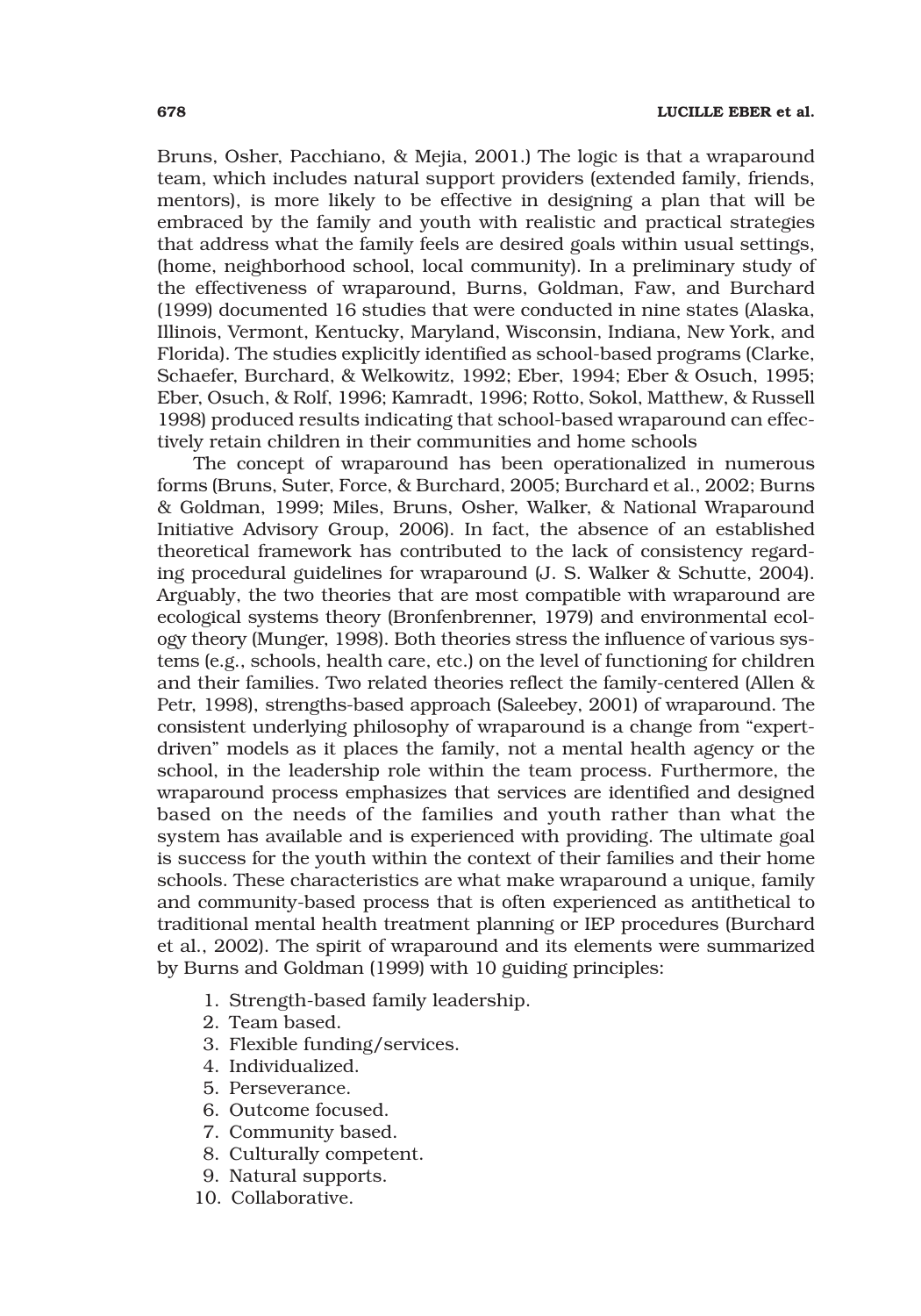Bruns, Osher, Pacchiano, & Mejia, 2001.) The logic is that a wraparound team, which includes natural support providers (extended family, friends, mentors), is more likely to be effective in designing a plan that will be embraced by the family and youth with realistic and practical strategies that address what the family feels are desired goals within usual settings, (home, neighborhood school, local community). In a preliminary study of the effectiveness of wraparound, Burns, Goldman, Faw, and Burchard (1999) documented 16 studies that were conducted in nine states (Alaska, Illinois, Vermont, Kentucky, Maryland, Wisconsin, Indiana, New York, and Florida). The studies explicitly identified as school-based programs (Clarke, Schaefer, Burchard, & Welkowitz, 1992; Eber, 1994; Eber & Osuch, 1995; Eber, Osuch, & Rolf, 1996; Kamradt, 1996; Rotto, Sokol, Matthew, & Russell 1998) produced results indicating that school-based wraparound can effectively retain children in their communities and home schools

The concept of wraparound has been operationalized in numerous forms (Bruns, Suter, Force, & Burchard, 2005; Burchard et al., 2002; Burns & Goldman, 1999; Miles, Bruns, Osher, Walker, & National Wraparound Initiative Advisory Group, 2006). In fact, the absence of an established theoretical framework has contributed to the lack of consistency regarding procedural guidelines for wraparound (J. S. Walker & Schutte, 2004). Arguably, the two theories that are most compatible with wraparound are ecological systems theory (Bronfenbrenner, 1979) and environmental ecology theory (Munger, 1998). Both theories stress the influence of various systems (e.g., schools, health care, etc.) on the level of functioning for children and their families. Two related theories reflect the family-centered (Allen & Petr, 1998), strengths-based approach (Saleebey, 2001) of wraparound. The consistent underlying philosophy of wraparound is a change from "expert-driven" models as it places the family, not a mental health agency or the school, in the leadership role within the team process. Furthermore, the wraparound process emphasizes that services are identified and designed based on the needs of the families and youth rather than what the system has available and is experienced with providing. The ultimate goal is success for the youth within the context of their families and their home schools. These characteristics are what make wraparound a unique, family and community-based process that is often experienced as antithetical to traditional mental health treatment planning or IEP procedures (Burchard et al., 2002). The spirit of wraparound and its elements were summarized by Burns and Goldman (1999) with 10 guiding principles:

1. Strength-based family leadership.
2. Team based.
3. Flexible funding/services.
4. Individualized.
5. Perseverance.
6. Outcome focused.
7. Community based.
8. Culturally competent.
9. Natural supports.
10. Collaborative.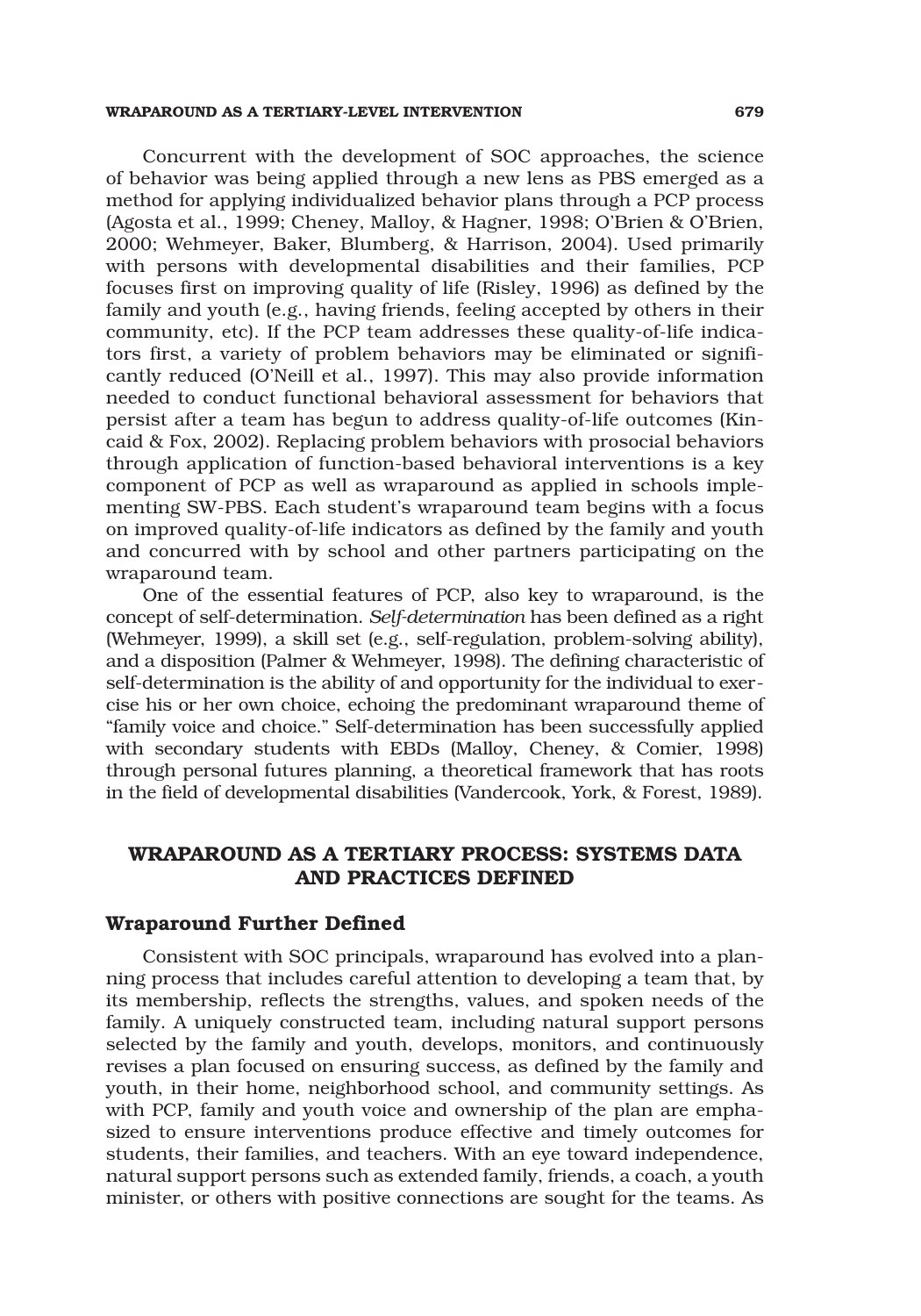Concurrent with the development of SOC approaches, the science of behavior was being applied through a new lens as PBS emerged as a method for applying individualized behavior plans through a PCP process (Agosta et al., 1999; Cheney, Malloy, & Hagner, 1998; O'Brien & O'Brien, 2000; Wehmeyer, Baker, Blumberg, & Harrison, 2004). Used primarily with persons with developmental disabilities and their families, PCP focuses first on improving quality of life (Risley, 1996) as defined by the family and youth (e.g., having friends, feeling accepted by others in their community, etc). If the PCP team addresses these quality-of-life indicators first, a variety of problem behaviors may be eliminated or significantly reduced (O'Neill et al., 1997). This may also provide information needed to conduct functional behavioral assessment for behaviors that persist after a team has begun to address quality-of-life outcomes (Kincaid & Fox, 2002). Replacing problem behaviors with prosocial behaviors through application of function-based behavioral interventions is a key component of PCP as well as wraparound as applied in schools implementing SW-PBS. Each student's wraparound team begins with a focus on improved quality-of-life indicators as defined by the family and youth and concurred with by school and other partners participating on the wraparound team.

One of the essential features of PCP, also key to wraparound, is the concept of self-determination. *Self-determination* has been defined as a right (Wehmeyer, 1999), a skill set (e.g., self-regulation, problem-solving ability), and a disposition (Palmer & Wehmeyer, 1998). The defining characteristic of self-determination is the ability of and opportunity for the individual to exercise his or her own choice, echoing the predominant wraparound theme of "family voice and choice." Self-determination has been successfully applied with secondary students with EBDs (Malloy, Cheney, & Comier, 1998) through personal futures planning, a theoretical framework that has roots in the field of developmental disabilities (Vandercook, York, & Forest, 1989).

## WRAPAROUND AS A TERTIARY PROCESS: SYSTEMS DATA AND PRACTICES DEFINED

### Wraparound Further Defined

Consistent with SOC principals, wraparound has evolved into a planning process that includes careful attention to developing a team that, by its membership, reflects the strengths, values, and spoken needs of the family. A uniquely constructed team, including natural support persons selected by the family and youth, develops, monitors, and continuously revises a plan focused on ensuring success, as defined by the family and youth, in their home, neighborhood school, and community settings. As with PCP, family and youth voice and ownership of the plan are emphasized to ensure interventions produce effective and timely outcomes for students, their families, and teachers. With an eye toward independence, natural support persons such as extended family, friends, a coach, a youth minister, or others with positive connections are sought for the teams. As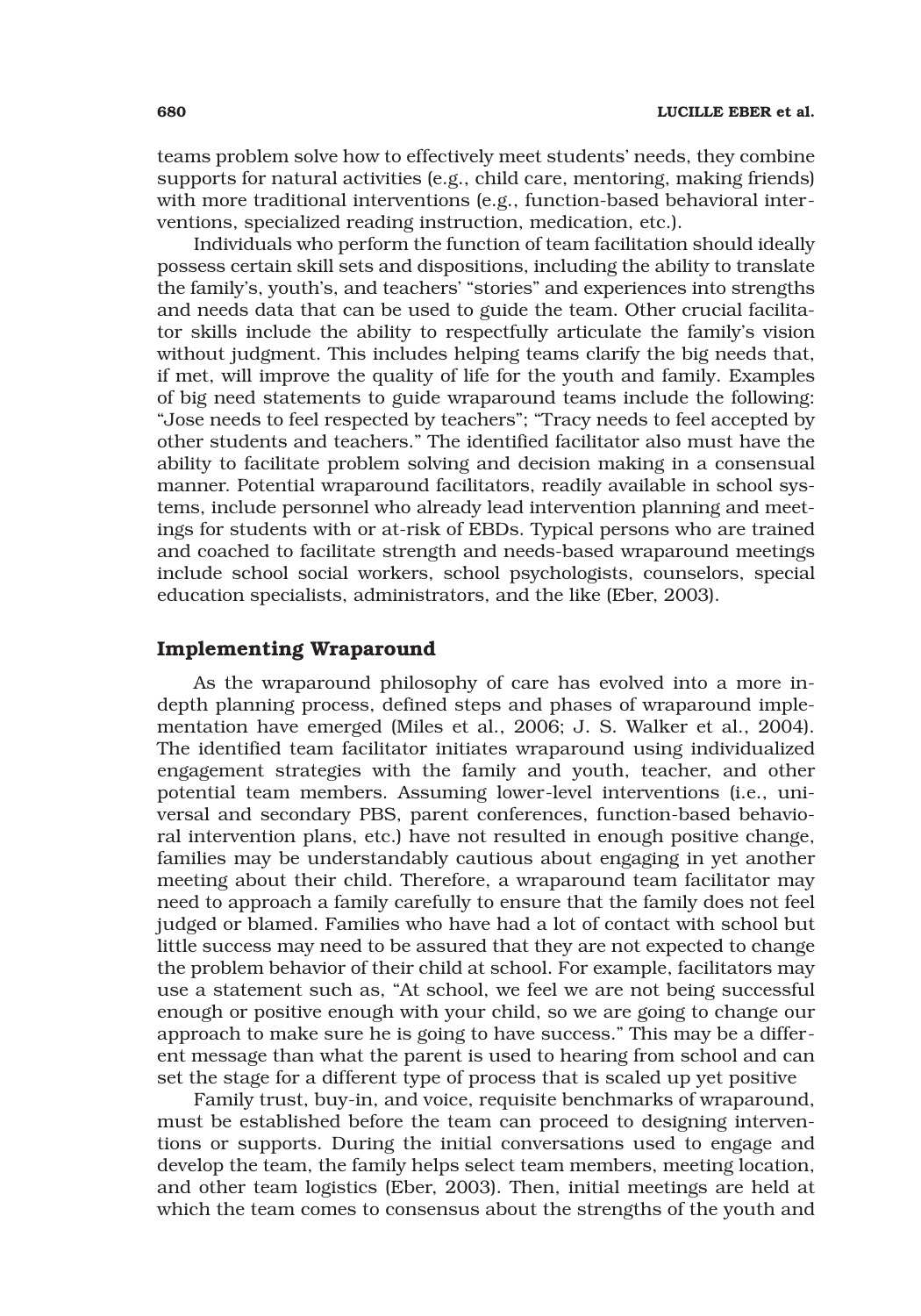teams problem solve how to effectively meet students' needs, they combine supports for natural activities (e.g., child care, mentoring, making friends) with more traditional interventions (e.g., function-based behavioral interventions, specialized reading instruction, medication, etc.).

Individuals who perform the function of team facilitation should ideally possess certain skill sets and dispositions, including the ability to translate the family's, youth's, and teachers' "stories" and experiences into strengths and needs data that can be used to guide the team. Other crucial facilitator skills include the ability to respectfully articulate the family's vision without judgment. This includes helping teams clarify the big needs that, if met, will improve the quality of life for the youth and family. Examples of big need statements to guide wraparound teams include the following: "Jose needs to feel respected by teachers"; "Tracy needs to feel accepted by other students and teachers." The identified facilitator also must have the ability to facilitate problem solving and decision making in a consensual manner. Potential wraparound facilitators, readily available in school systems, include personnel who already lead intervention planning and meetings for students with or at-risk of EBDs. Typical persons who are trained and coached to facilitate strength and needs-based wraparound meetings include school social workers, school psychologists, counselors, special education specialists, administrators, and the like (Eber, 2003).

## Implementing Wraparound

As the wraparound philosophy of care has evolved into a more in-depth planning process, defined steps and phases of wraparound implementation have emerged (Miles et al., 2006; J. S. Walker et al., 2004). The identified team facilitator initiates wraparound using individualized engagement strategies with the family and youth, teacher, and other potential team members. Assuming lower-level interventions (i.e., universal and secondary PBS, parent conferences, function-based behavioral intervention plans, etc.) have not resulted in enough positive change, families may be understandably cautious about engaging in yet another meeting about their child. Therefore, a wraparound team facilitator may need to approach a family carefully to ensure that the family does not feel judged or blamed. Families who have had a lot of contact with school but little success may need to be assured that they are not expected to change the problem behavior of their child at school. For example, facilitators may use a statement such as, "At school, we feel we are not being successful enough or positive enough with your child, so we are going to change our approach to make sure he is going to have success." This may be a different message than what the parent is used to hearing from school and can set the stage for a different type of process that is scaled up yet positive

Family trust, buy-in, and voice, requisite benchmarks of wraparound, must be established before the team can proceed to designing interventions or supports. During the initial conversations used to engage and develop the team, the family helps select team members, meeting location, and other team logistics (Eber, 2003). Then, initial meetings are held at which the team comes to consensus about the strengths of the youth and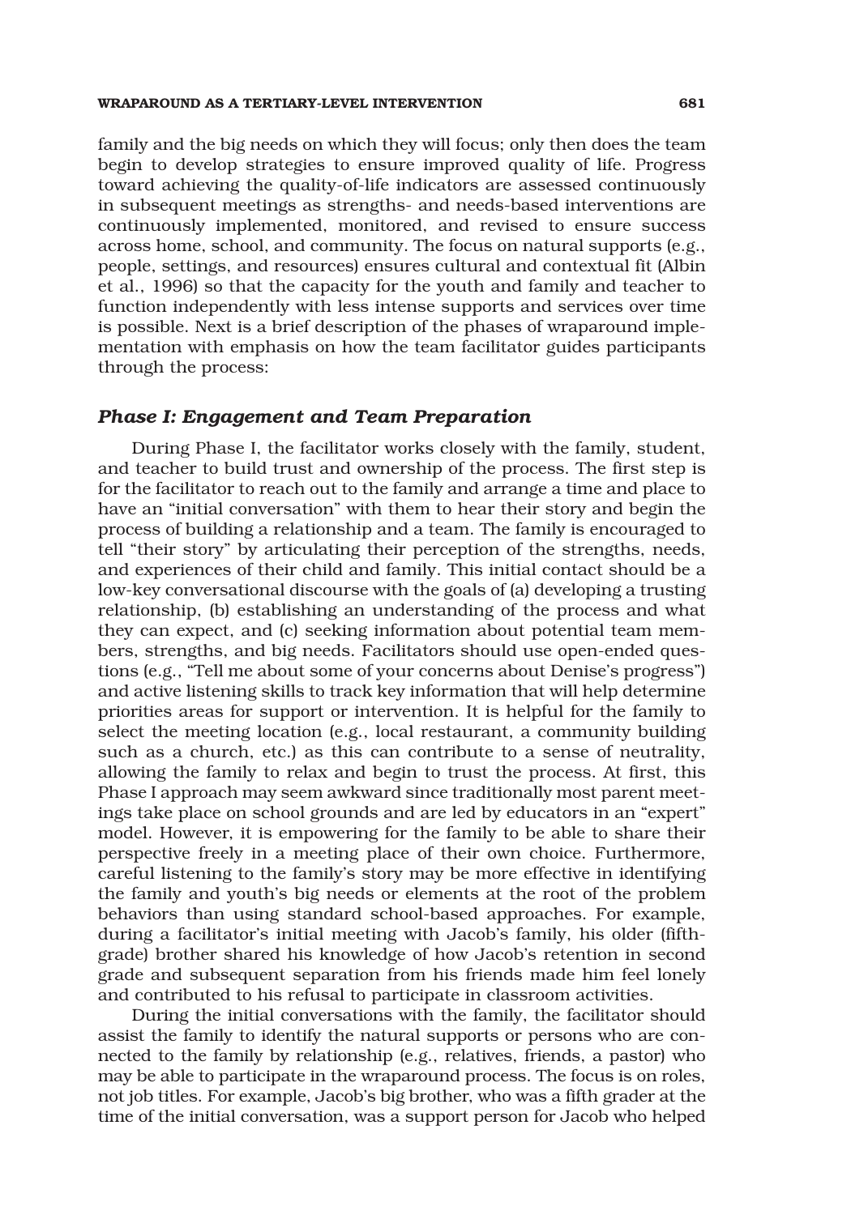family and the big needs on which they will focus; only then does the team begin to develop strategies to ensure improved quality of life. Progress toward achieving the quality-of-life indicators are assessed continuously in subsequent meetings as strengths- and needs-based interventions are continuously implemented, monitored, and revised to ensure success across home, school, and community. The focus on natural supports (e.g., people, settings, and resources) ensures cultural and contextual fit (Albin et al., 1996) so that the capacity for the youth and family and teacher to function independently with less intense supports and services over time is possible. Next is a brief description of the phases of wraparound implementation with emphasis on how the team facilitator guides participants through the process:

### *Phase I: Engagement and Team Preparation*

During Phase I, the facilitator works closely with the family, student, and teacher to build trust and ownership of the process. The first step is for the facilitator to reach out to the family and arrange a time and place to have an "initial conversation" with them to hear their story and begin the process of building a relationship and a team. The family is encouraged to tell "their story" by articulating their perception of the strengths, needs, and experiences of their child and family. This initial contact should be a low-key conversational discourse with the goals of (a) developing a trusting relationship, (b) establishing an understanding of the process and what they can expect, and (c) seeking information about potential team members, strengths, and big needs. Facilitators should use open-ended questions (e.g., "Tell me about some of your concerns about Denise's progress") and active listening skills to track key information that will help determine priorities areas for support or intervention. It is helpful for the family to select the meeting location (e.g., local restaurant, a community building such as a church, etc.) as this can contribute to a sense of neutrality, allowing the family to relax and begin to trust the process. At first, this Phase I approach may seem awkward since traditionally most parent meetings take place on school grounds and are led by educators in an "expert" model. However, it is empowering for the family to be able to share their perspective freely in a meeting place of their own choice. Furthermore, careful listening to the family's story may be more effective in identifying the family and youth's big needs or elements at the root of the problem behaviors than using standard school-based approaches. For example, during a facilitator's initial meeting with Jacob's family, his older (fifth-grade) brother shared his knowledge of how Jacob's retention in second grade and subsequent separation from his friends made him feel lonely and contributed to his refusal to participate in classroom activities.

During the initial conversations with the family, the facilitator should assist the family to identify the natural supports or persons who are connected to the family by relationship (e.g., relatives, friends, a pastor) who may be able to participate in the wraparound process. The focus is on roles, not job titles. For example, Jacob's big brother, who was a fifth grader at the time of the initial conversation, was a support person for Jacob who helped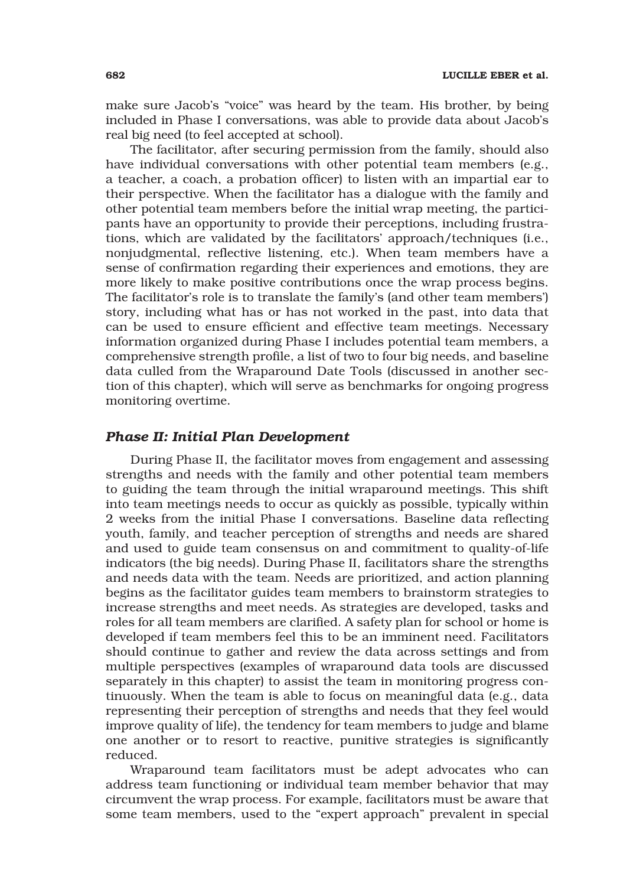make sure Jacob's "voice" was heard by the team. His brother, by being included in Phase I conversations, was able to provide data about Jacob's real big need (to feel accepted at school).

The facilitator, after securing permission from the family, should also have individual conversations with other potential team members (e.g., a teacher, a coach, a probation officer) to listen with an impartial ear to their perspective. When the facilitator has a dialogue with the family and other potential team members before the initial wrap meeting, the participants have an opportunity to provide their perceptions, including frustrations, which are validated by the facilitators' approach/techniques (i.e., nonjudgmental, reflective listening, etc.). When team members have a sense of confirmation regarding their experiences and emotions, they are more likely to make positive contributions once the wrap process begins. The facilitator's role is to translate the family's (and other team members') story, including what has or has not worked in the past, into data that can be used to ensure efficient and effective team meetings. Necessary information organized during Phase I includes potential team members, a comprehensive strength profile, a list of two to four big needs, and baseline data culled from the Wraparound Date Tools (discussed in another section of this chapter), which will serve as benchmarks for ongoing progress monitoring overtime.

### *Phase II: Initial Plan Development*

During Phase II, the facilitator moves from engagement and assessing strengths and needs with the family and other potential team members to guiding the team through the initial wraparound meetings. This shift into team meetings needs to occur as quickly as possible, typically within 2 weeks from the initial Phase I conversations. Baseline data reflecting youth, family, and teacher perception of strengths and needs are shared and used to guide team consensus on and commitment to quality-of-life indicators (the big needs). During Phase II, facilitators share the strengths and needs data with the team. Needs are prioritized, and action planning begins as the facilitator guides team members to brainstorm strategies to increase strengths and meet needs. As strategies are developed, tasks and roles for all team members are clarified. A safety plan for school or home is developed if team members feel this to be an imminent need. Facilitators should continue to gather and review the data across settings and from multiple perspectives (examples of wraparound data tools are discussed separately in this chapter) to assist the team in monitoring progress continuously. When the team is able to focus on meaningful data (e.g., data representing their perception of strengths and needs that they feel would improve quality of life), the tendency for team members to judge and blame one another or to resort to reactive, punitive strategies is significantly reduced.

Wraparound team facilitators must be adept advocates who can address team functioning or individual team member behavior that may circumvent the wrap process. For example, facilitators must be aware that some team members, used to the "expert approach" prevalent in special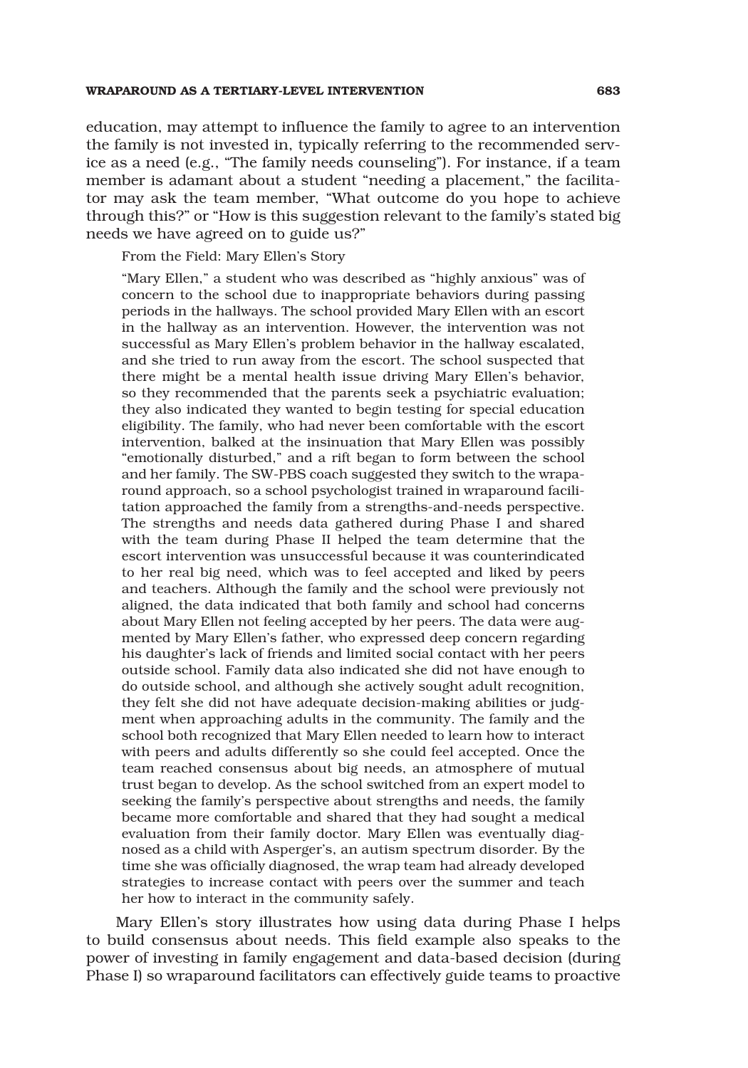education, may attempt to influence the family to agree to an intervention the family is not invested in, typically referring to the recommended service as a need (e.g., "The family needs counseling"). For instance, if a team member is adamant about a student "needing a placement," the facilitator may ask the team member, "What outcome do you hope to achieve through this?" or "How is this suggestion relevant to the family's stated big needs we have agreed on to guide us?"

From the Field: Mary Ellen's Story

> "Mary Ellen," a student who was described as "highly anxious" was of concern to the school due to inappropriate behaviors during passing periods in the hallways. The school provided Mary Ellen with an escort in the hallway as an intervention. However, the intervention was not successful as Mary Ellen's problem behavior in the hallway escalated, and she tried to run away from the escort. The school suspected that there might be a mental health issue driving Mary Ellen's behavior, so they recommended that the parents seek a psychiatric evaluation; they also indicated they wanted to begin testing for special education eligibility. The family, who had never been comfortable with the escort intervention, balked at the insinuation that Mary Ellen was possibly "emotionally disturbed," and a rift began to form between the school and her family. The SW-PBS coach suggested they switch to the wraparound approach, so a school psychologist trained in wraparound facilitation approached the family from a strengths-and-needs perspective. The strengths and needs data gathered during Phase I and shared with the team during Phase II helped the team determine that the escort intervention was unsuccessful because it was counterindicated to her real big need, which was to feel accepted and liked by peers and teachers. Although the family and the school were previously not aligned, the data indicated that both family and school had concerns about Mary Ellen not feeling accepted by her peers. The data were augmented by Mary Ellen's father, who expressed deep concern regarding his daughter's lack of friends and limited social contact with her peers outside school. Family data also indicated she did not have enough to do outside school, and although she actively sought adult recognition, they felt she did not have adequate decision-making abilities or judgment when approaching adults in the community. The family and the school both recognized that Mary Ellen needed to learn how to interact with peers and adults differently so she could feel accepted. Once the team reached consensus about big needs, an atmosphere of mutual trust began to develop. As the school switched from an expert model to seeking the family's perspective about strengths and needs, the family became more comfortable and shared that they had sought a medical evaluation from their family doctor. Mary Ellen was eventually diagnosed as a child with Asperger's, an autism spectrum disorder. By the time she was officially diagnosed, the wrap team had already developed strategies to increase contact with peers over the summer and teach her how to interact in the community safely.

Mary Ellen's story illustrates how using data during Phase I helps to build consensus about needs. This field example also speaks to the power of investing in family engagement and data-based decision (during Phase I) so wraparound facilitators can effectively guide teams to proactive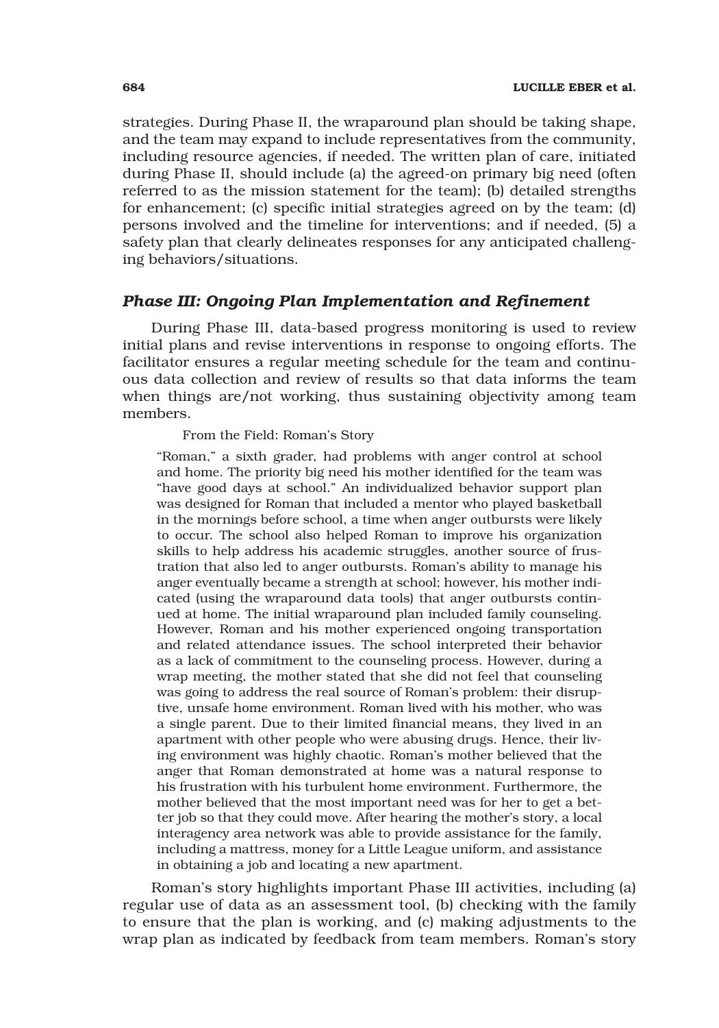strategies. During Phase II, the wraparound plan should be taking shape, and the team may expand to include representatives from the community, including resource agencies, if needed. The written plan of care, initiated during Phase II, should include (a) the agreed-on primary big need (often referred to as the mission statement for the team); (b) detailed strengths for enhancement; (c) specific initial strategies agreed on by the team; (d) persons involved and the timeline for interventions; and if needed, (5) a safety plan that clearly delineates responses for any anticipated challenging behaviors/situations.

### *Phase III: Ongoing Plan Implementation and Refinement*

During Phase III, data-based progress monitoring is used to review initial plans and revise interventions in response to ongoing efforts. The facilitator ensures a regular meeting schedule for the team and continuous data collection and review of results so that data informs the team when things are/not working, thus sustaining objectivity among team members.

From the Field: Roman's Story

> "Roman," a sixth grader, had problems with anger control at school and home. The priority big need his mother identified for the team was "have good days at school." An individualized behavior support plan was designed for Roman that included a mentor who played basketball in the mornings before school, a time when anger outbursts were likely to occur. The school also helped Roman to improve his organization skills to help address his academic struggles, another source of frustration that also led to anger outbursts. Roman's ability to manage his anger eventually became a strength at school; however, his mother indicated (using the wraparound data tools) that anger outbursts continued at home. The initial wraparound plan included family counseling. However, Roman and his mother experienced ongoing transportation and related attendance issues. The school interpreted their behavior as a lack of commitment to the counseling process. However, during a wrap meeting, the mother stated that she did not feel that counseling was going to address the real source of Roman's problem: their disruptive, unsafe home environment. Roman lived with his mother, who was a single parent. Due to their limited financial means, they lived in an apartment with other people who were abusing drugs. Hence, their living environment was highly chaotic. Roman's mother believed that the anger that Roman demonstrated at home was a natural response to his frustration with his turbulent home environment. Furthermore, the mother believed that the most important need was for her to get a better job so that they could move. After hearing the mother's story, a local interagency area network was able to provide assistance for the family, including a mattress, money for a Little League uniform, and assistance in obtaining a job and locating a new apartment.

Roman's story highlights important Phase III activities, including (a) regular use of data as an assessment tool, (b) checking with the family to ensure that the plan is working, and (c) making adjustments to the wrap plan as indicated by feedback from team members. Roman's story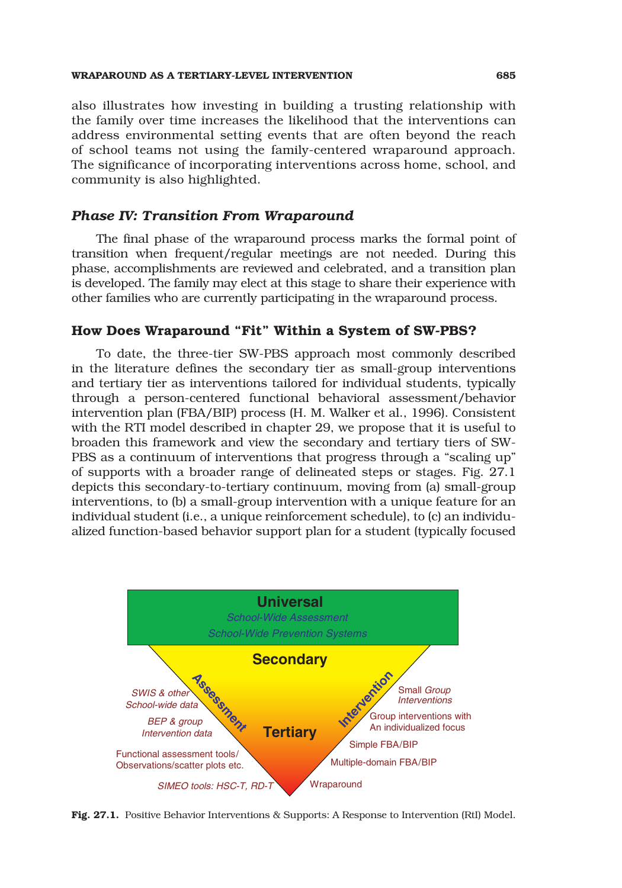also illustrates how investing in building a trusting relationship with the family over time increases the likelihood that the interventions can address environmental setting events that are often beyond the reach of school teams not using the family-centered wraparound approach. The significance of incorporating interventions across home, school, and community is also highlighted.

### *Phase IV: Transition From Wraparound*

The final phase of the wraparound process marks the formal point of transition when frequent/regular meetings are not needed. During this phase, accomplishments are reviewed and celebrated, and a transition plan is developed. The family may elect at this stage to share their experience with other families who are currently participating in the wraparound process.

## How Does Wraparound "Fit" Within a System of SW-PBS?

To date, the three-tier SW-PBS approach most commonly described in the literature defines the secondary tier as small-group interventions and tertiary tier as interventions tailored for individual students, typically through a person-centered functional behavioral assessment/behavior intervention plan (FBA/BIP) process (H. M. Walker et al., 1996). Consistent with the RTI model described in chapter 29, we propose that it is useful to broaden this framework and view the secondary and tertiary tiers of SW-PBS as a continuum of interventions that progress through a "scaling up" of supports with a broader range of delineated steps or stages. Fig. 27.1 depicts this secondary-to-tertiary continuum, moving from (a) small-group interventions, to (b) a small-group intervention with a unique feature for an individual student (i.e., a unique reinforcement schedule), to (c) an individualized function-based behavior support plan for a student (typically focused

**Fig. 27.1.** Positive Behavior Interventions & Supports: A Response to Intervention (RtI) Model.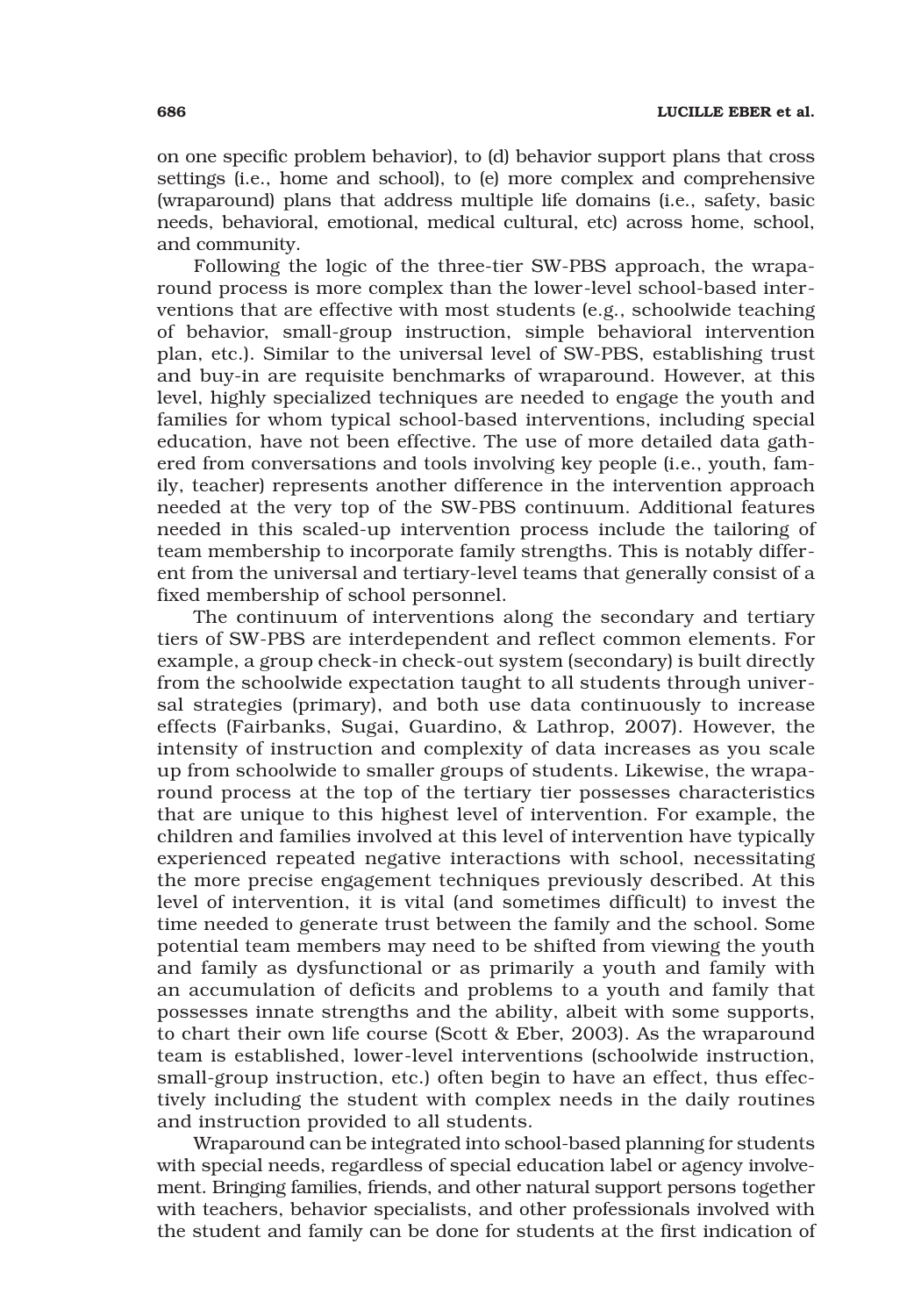on one specific problem behavior), to (d) behavior support plans that cross settings (i.e., home and school), to (e) more complex and comprehensive (wraparound) plans that address multiple life domains (i.e., safety, basic needs, behavioral, emotional, medical cultural, etc) across home, school, and community.

Following the logic of the three-tier SW-PBS approach, the wraparound process is more complex than the lower-level school-based interventions that are effective with most students (e.g., schoolwide teaching of behavior, small-group instruction, simple behavioral intervention plan, etc.). Similar to the universal level of SW-PBS, establishing trust and buy-in are requisite benchmarks of wraparound. However, at this level, highly specialized techniques are needed to engage the youth and families for whom typical school-based interventions, including special education, have not been effective. The use of more detailed data gathered from conversations and tools involving key people (i.e., youth, family, teacher) represents another difference in the intervention approach needed at the very top of the SW-PBS continuum. Additional features needed in this scaled-up intervention process include the tailoring of team membership to incorporate family strengths. This is notably different from the universal and tertiary-level teams that generally consist of a fixed membership of school personnel.

The continuum of interventions along the secondary and tertiary tiers of SW-PBS are interdependent and reflect common elements. For example, a group check-in check-out system (secondary) is built directly from the schoolwide expectation taught to all students through universal strategies (primary), and both use data continuously to increase effects (Fairbanks, Sugai, Guardino, & Lathrop, 2007). However, the intensity of instruction and complexity of data increases as you scale up from schoolwide to smaller groups of students. Likewise, the wraparound process at the top of the tertiary tier possesses characteristics that are unique to this highest level of intervention. For example, the children and families involved at this level of intervention have typically experienced repeated negative interactions with school, necessitating the more precise engagement techniques previously described. At this level of intervention, it is vital (and sometimes difficult) to invest the time needed to generate trust between the family and the school. Some potential team members may need to be shifted from viewing the youth and family as dysfunctional or as primarily a youth and family with an accumulation of deficits and problems to a youth and family that possesses innate strengths and the ability, albeit with some supports, to chart their own life course (Scott & Eber, 2003). As the wraparound team is established, lower-level interventions (schoolwide instruction, small-group instruction, etc.) often begin to have an effect, thus effectively including the student with complex needs in the daily routines and instruction provided to all students.

Wraparound can be integrated into school-based planning for students with special needs, regardless of special education label or agency involvement. Bringing families, friends, and other natural support persons together with teachers, behavior specialists, and other professionals involved with the student and family can be done for students at the first indication of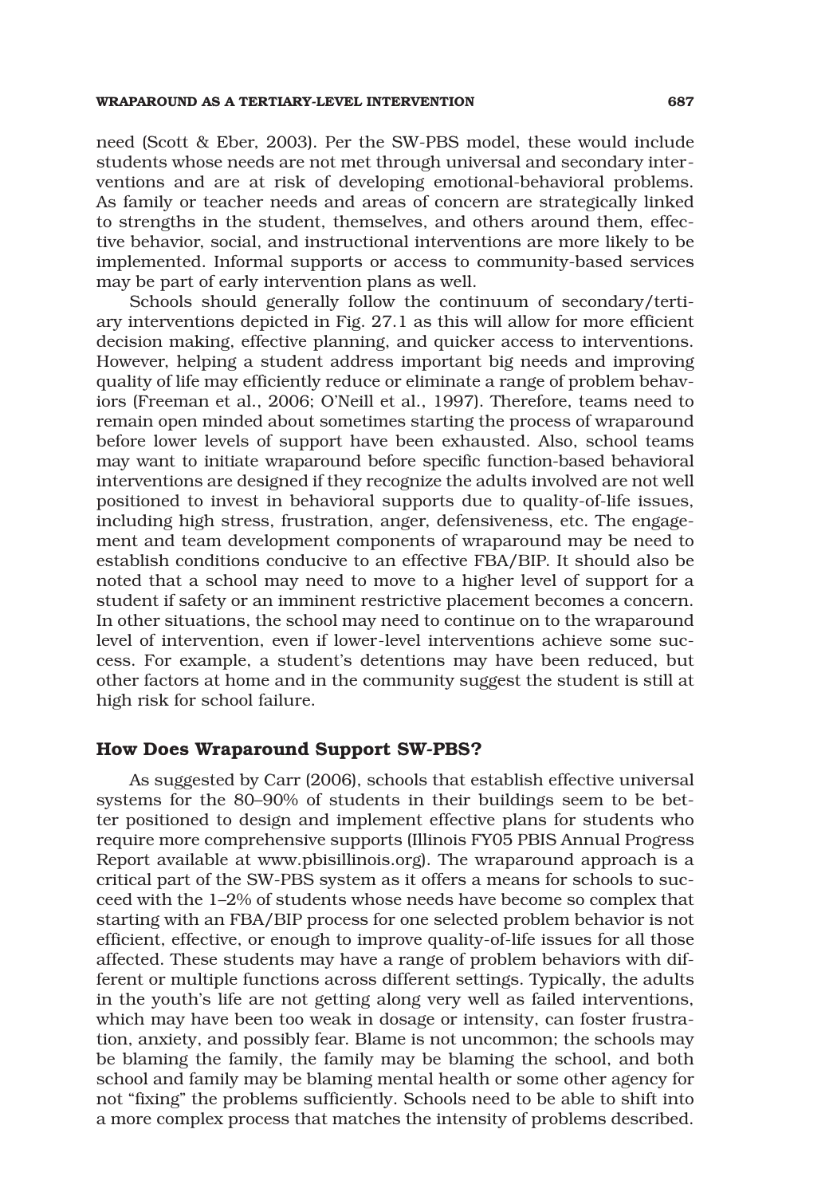need (Scott & Eber, 2003). Per the SW-PBS model, these would include students whose needs are not met through universal and secondary interventions and are at risk of developing emotional-behavioral problems. As family or teacher needs and areas of concern are strategically linked to strengths in the student, themselves, and others around them, effective behavior, social, and instructional interventions are more likely to be implemented. Informal supports or access to community-based services may be part of early intervention plans as well.

Schools should generally follow the continuum of secondary/tertiary interventions depicted in Fig. 27.1 as this will allow for more efficient decision making, effective planning, and quicker access to interventions. However, helping a student address important big needs and improving quality of life may efficiently reduce or eliminate a range of problem behaviors (Freeman et al., 2006; O'Neill et al., 1997). Therefore, teams need to remain open minded about sometimes starting the process of wraparound before lower levels of support have been exhausted. Also, school teams may want to initiate wraparound before specific function-based behavioral interventions are designed if they recognize the adults involved are not well positioned to invest in behavioral supports due to quality-of-life issues, including high stress, frustration, anger, defensiveness, etc. The engagement and team development components of wraparound may be need to establish conditions conducive to an effective FBA/BIP. It should also be noted that a school may need to move to a higher level of support for a student if safety or an imminent restrictive placement becomes a concern. In other situations, the school may need to continue on to the wraparound level of intervention, even if lower-level interventions achieve some success. For example, a student's detentions may have been reduced, but other factors at home and in the community suggest the student is still at high risk for school failure.

## How Does Wraparound Support SW-PBS?

As suggested by Carr (2006), schools that establish effective universal systems for the 80–90% of students in their buildings seem to be better positioned to design and implement effective plans for students who require more comprehensive supports (Illinois FY05 PBIS Annual Progress Report available at www.pbisillinois.org). The wraparound approach is a critical part of the SW-PBS system as it offers a means for schools to succeed with the 1–2% of students whose needs have become so complex that starting with an FBA/BIP process for one selected problem behavior is not efficient, effective, or enough to improve quality-of-life issues for all those affected. These students may have a range of problem behaviors with different or multiple functions across different settings. Typically, the adults in the youth's life are not getting along very well as failed interventions, which may have been too weak in dosage or intensity, can foster frustration, anxiety, and possibly fear. Blame is not uncommon; the schools may be blaming the family, the family may be blaming the school, and both school and family may be blaming mental health or some other agency for not "fixing" the problems sufficiently. Schools need to be able to shift into a more complex process that matches the intensity of problems described.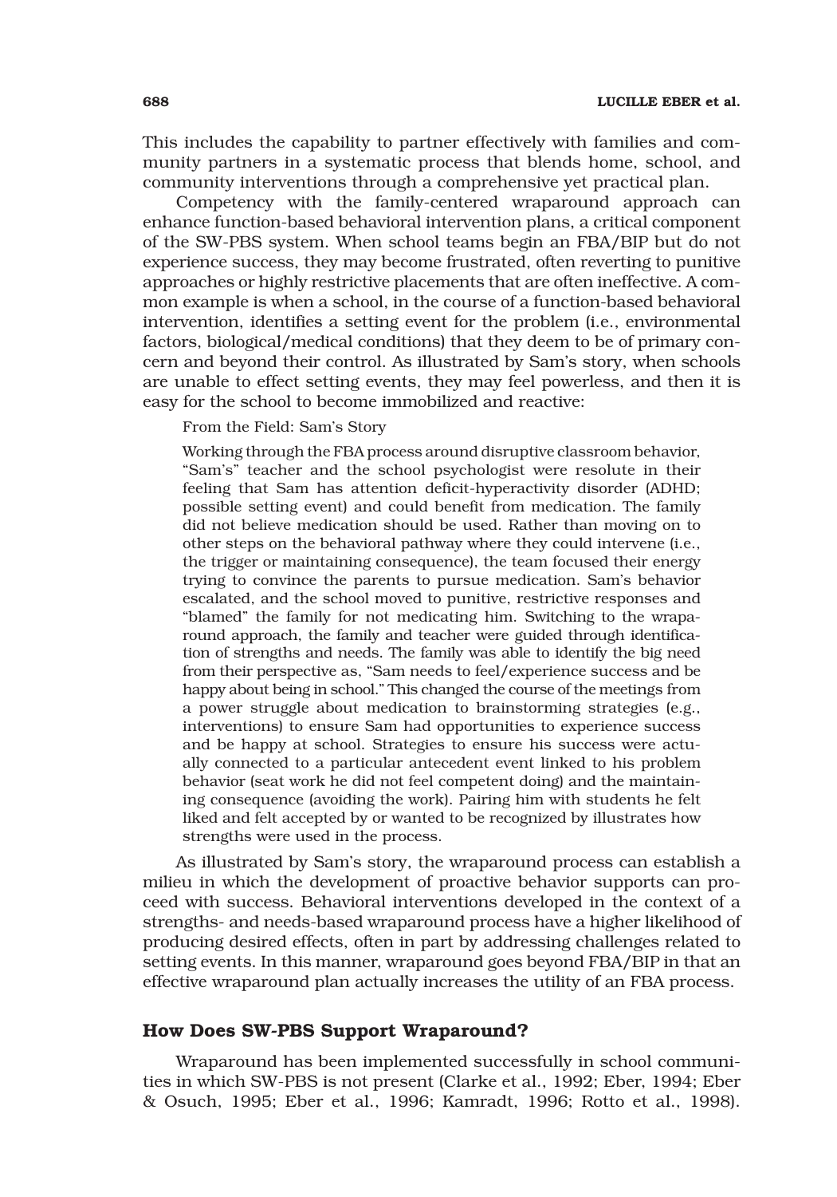This includes the capability to partner effectively with families and community partners in a systematic process that blends home, school, and community interventions through a comprehensive yet practical plan.

Competency with the family-centered wraparound approach can enhance function-based behavioral intervention plans, a critical component of the SW-PBS system. When school teams begin an FBA/BIP but do not experience success, they may become frustrated, often reverting to punitive approaches or highly restrictive placements that are often ineffective. A common example is when a school, in the course of a function-based behavioral intervention, identifies a setting event for the problem (i.e., environmental factors, biological/medical conditions) that they deem to be of primary concern and beyond their control. As illustrated by Sam's story, when schools are unable to effect setting events, they may feel powerless, and then it is easy for the school to become immobilized and reactive:

> From the Field: Sam's Story
>
> Working through the FBA process around disruptive classroom behavior, "Sam's" teacher and the school psychologist were resolute in their feeling that Sam has attention deficit-hyperactivity disorder (ADHD; possible setting event) and could benefit from medication. The family did not believe medication should be used. Rather than moving on to other steps on the behavioral pathway where they could intervene (i.e., the trigger or maintaining consequence), the team focused their energy trying to convince the parents to pursue medication. Sam's behavior escalated, and the school moved to punitive, restrictive responses and "blamed" the family for not medicating him. Switching to the wraparound approach, the family and teacher were guided through identification of strengths and needs. The family was able to identify the big need from their perspective as, "Sam needs to feel/experience success and be happy about being in school." This changed the course of the meetings from a power struggle about medication to brainstorming strategies (e.g., interventions) to ensure Sam had opportunities to experience success and be happy at school. Strategies to ensure his success were actually connected to a particular antecedent event linked to his problem behavior (seat work he did not feel competent doing) and the maintaining consequence (avoiding the work). Pairing him with students he felt liked and felt accepted by or wanted to be recognized by illustrates how strengths were used in the process.

As illustrated by Sam's story, the wraparound process can establish a milieu in which the development of proactive behavior supports can proceed with success. Behavioral interventions developed in the context of a strengths- and needs-based wraparound process have a higher likelihood of producing desired effects, often in part by addressing challenges related to setting events. In this manner, wraparound goes beyond FBA/BIP in that an effective wraparound plan actually increases the utility of an FBA process.

## How Does SW-PBS Support Wraparound?

Wraparound has been implemented successfully in school communities in which SW-PBS is not present (Clarke et al., 1992; Eber, 1994; Eber & Osuch, 1995; Eber et al., 1996; Kamradt, 1996; Rotto et al., 1998).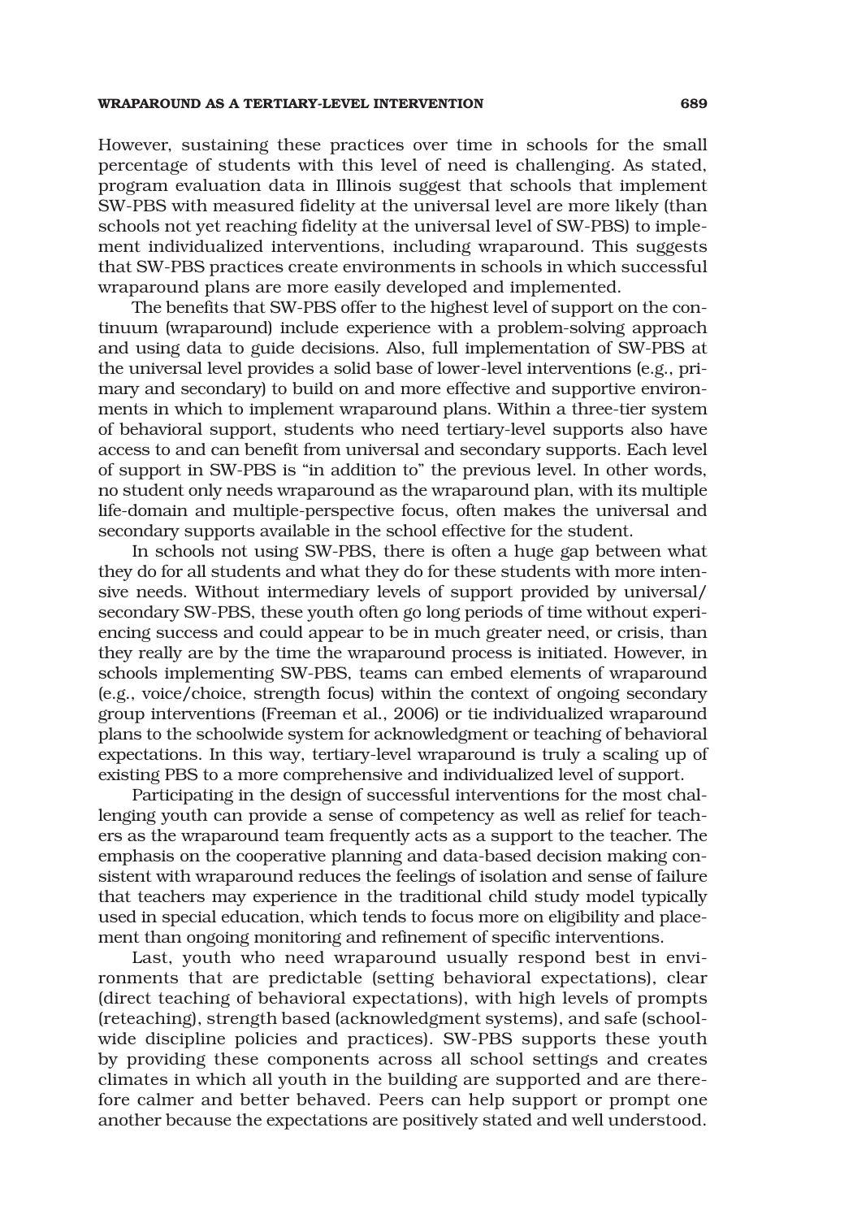However, sustaining these practices over time in schools for the small percentage of students with this level of need is challenging. As stated, program evaluation data in Illinois suggest that schools that implement SW-PBS with measured fidelity at the universal level are more likely (than schools not yet reaching fidelity at the universal level of SW-PBS) to implement individualized interventions, including wraparound. This suggests that SW-PBS practices create environments in schools in which successful wraparound plans are more easily developed and implemented.

The benefits that SW-PBS offer to the highest level of support on the continuum (wraparound) include experience with a problem-solving approach and using data to guide decisions. Also, full implementation of SW-PBS at the universal level provides a solid base of lower-level interventions (e.g., primary and secondary) to build on and more effective and supportive environments in which to implement wraparound plans. Within a three-tier system of behavioral support, students who need tertiary-level supports also have access to and can benefit from universal and secondary supports. Each level of support in SW-PBS is "in addition to" the previous level. In other words, no student only needs wraparound as the wraparound plan, with its multiple life-domain and multiple-perspective focus, often makes the universal and secondary supports available in the school effective for the student.

In schools not using SW-PBS, there is often a huge gap between what they do for all students and what they do for these students with more intensive needs. Without intermediary levels of support provided by universal/secondary SW-PBS, these youth often go long periods of time without experiencing success and could appear to be in much greater need, or crisis, than they really are by the time the wraparound process is initiated. However, in schools implementing SW-PBS, teams can embed elements of wraparound (e.g., voice/choice, strength focus) within the context of ongoing secondary group interventions (Freeman et al., 2006) or tie individualized wraparound plans to the schoolwide system for acknowledgment or teaching of behavioral expectations. In this way, tertiary-level wraparound is truly a scaling up of existing PBS to a more comprehensive and individualized level of support.

Participating in the design of successful interventions for the most challenging youth can provide a sense of competency as well as relief for teachers as the wraparound team frequently acts as a support to the teacher. The emphasis on the cooperative planning and data-based decision making consistent with wraparound reduces the feelings of isolation and sense of failure that teachers may experience in the traditional child study model typically used in special education, which tends to focus more on eligibility and placement than ongoing monitoring and refinement of specific interventions.

Last, youth who need wraparound usually respond best in environments that are predictable (setting behavioral expectations), clear (direct teaching of behavioral expectations), with high levels of prompts (reteaching), strength based (acknowledgment systems), and safe (schoolwide discipline policies and practices). SW-PBS supports these youth by providing these components across all school settings and creates climates in which all youth in the building are supported and are therefore calmer and better behaved. Peers can help support or prompt one another because the expectations are positively stated and well understood.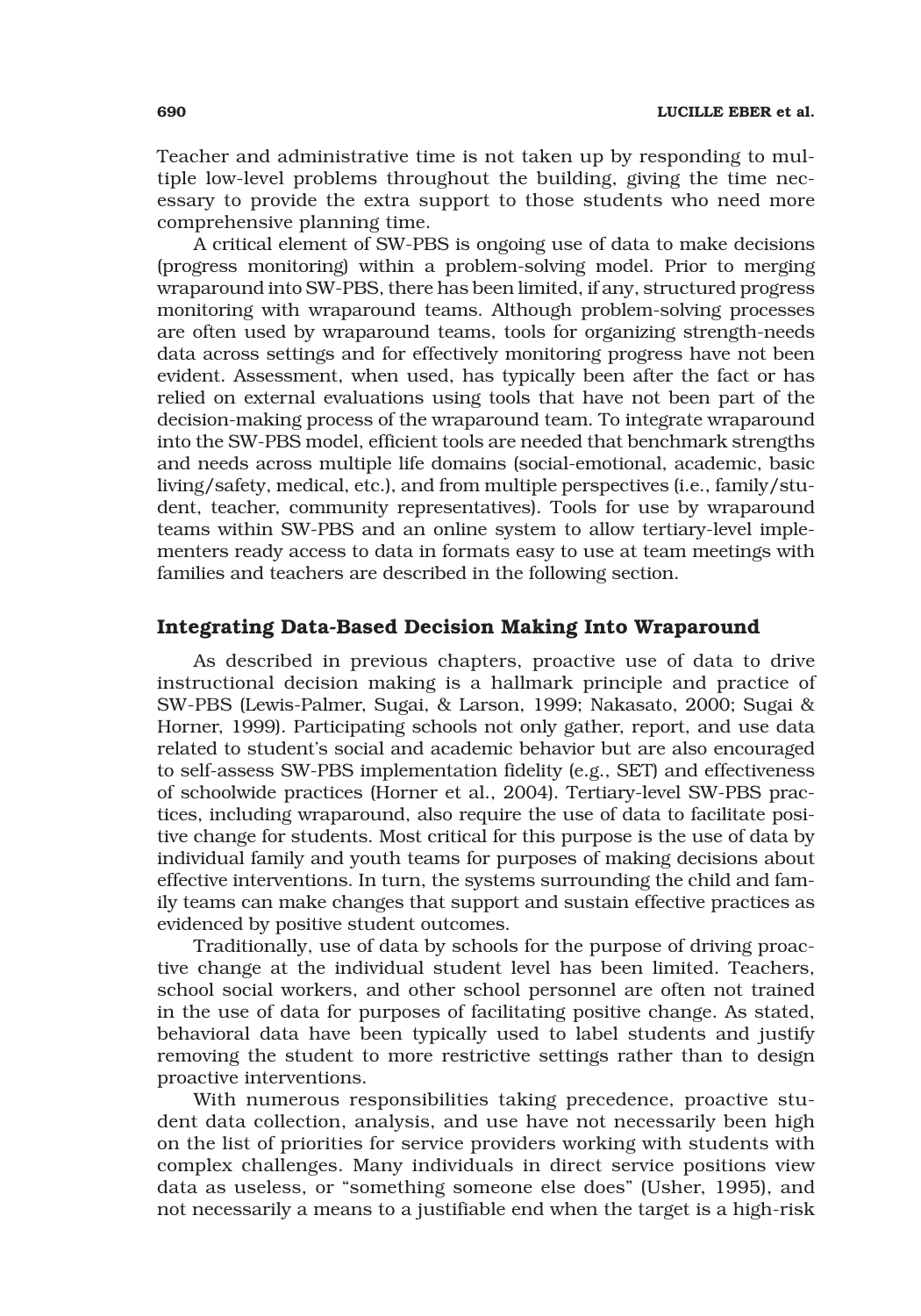Teacher and administrative time is not taken up by responding to multiple low-level problems throughout the building, giving the time necessary to provide the extra support to those students who need more comprehensive planning time.

A critical element of SW-PBS is ongoing use of data to make decisions (progress monitoring) within a problem-solving model. Prior to merging wraparound into SW-PBS, there has been limited, if any, structured progress monitoring with wraparound teams. Although problem-solving processes are often used by wraparound teams, tools for organizing strength-needs data across settings and for effectively monitoring progress have not been evident. Assessment, when used, has typically been after the fact or has relied on external evaluations using tools that have not been part of the decision-making process of the wraparound team. To integrate wraparound into the SW-PBS model, efficient tools are needed that benchmark strengths and needs across multiple life domains (social-emotional, academic, basic living/safety, medical, etc.), and from multiple perspectives (i.e., family/student, teacher, community representatives). Tools for use by wraparound teams within SW-PBS and an online system to allow tertiary-level implementers ready access to data in formats easy to use at team meetings with families and teachers are described in the following section.

## Integrating Data-Based Decision Making Into Wraparound

As described in previous chapters, proactive use of data to drive instructional decision making is a hallmark principle and practice of SW-PBS (Lewis-Palmer, Sugai, & Larson, 1999; Nakasato, 2000; Sugai & Horner, 1999). Participating schools not only gather, report, and use data related to student's social and academic behavior but are also encouraged to self-assess SW-PBS implementation fidelity (e.g., SET) and effectiveness of schoolwide practices (Horner et al., 2004). Tertiary-level SW-PBS practices, including wraparound, also require the use of data to facilitate positive change for students. Most critical for this purpose is the use of data by individual family and youth teams for purposes of making decisions about effective interventions. In turn, the systems surrounding the child and family teams can make changes that support and sustain effective practices as evidenced by positive student outcomes.

Traditionally, use of data by schools for the purpose of driving proactive change at the individual student level has been limited. Teachers, school social workers, and other school personnel are often not trained in the use of data for purposes of facilitating positive change. As stated, behavioral data have been typically used to label students and justify removing the student to more restrictive settings rather than to design proactive interventions.

With numerous responsibilities taking precedence, proactive student data collection, analysis, and use have not necessarily been high on the list of priorities for service providers working with students with complex challenges. Many individuals in direct service positions view data as useless, or "something someone else does" (Usher, 1995), and not necessarily a means to a justifiable end when the target is a high-risk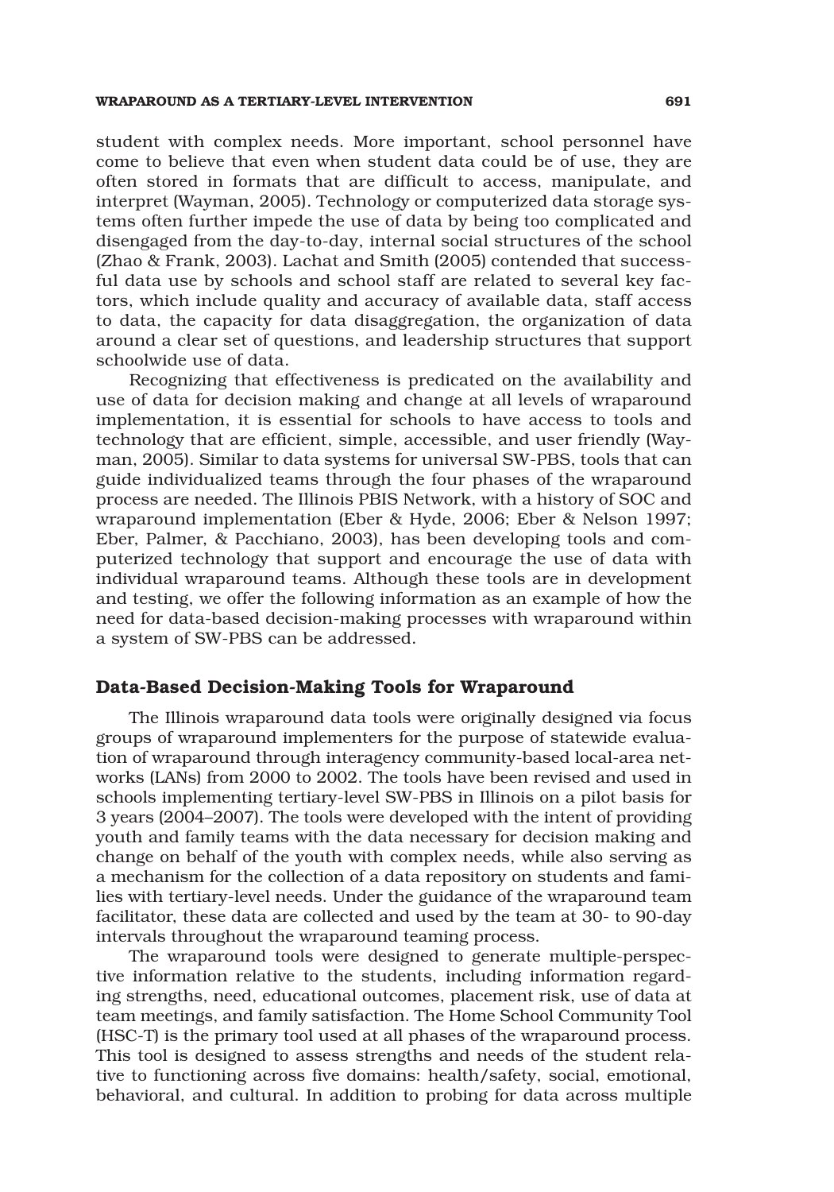student with complex needs. More important, school personnel have come to believe that even when student data could be of use, they are often stored in formats that are difficult to access, manipulate, and interpret (Wayman, 2005). Technology or computerized data storage systems often further impede the use of data by being too complicated and disengaged from the day-to-day, internal social structures of the school (Zhao & Frank, 2003). Lachat and Smith (2005) contended that successful data use by schools and school staff are related to several key factors, which include quality and accuracy of available data, staff access to data, the capacity for data disaggregation, the organization of data around a clear set of questions, and leadership structures that support schoolwide use of data.

Recognizing that effectiveness is predicated on the availability and use of data for decision making and change at all levels of wraparound implementation, it is essential for schools to have access to tools and technology that are efficient, simple, accessible, and user friendly (Wayman, 2005). Similar to data systems for universal SW-PBS, tools that can guide individualized teams through the four phases of the wraparound process are needed. The Illinois PBIS Network, with a history of SOC and wraparound implementation (Eber & Hyde, 2006; Eber & Nelson 1997; Eber, Palmer, & Pacchiano, 2003), has been developing tools and computerized technology that support and encourage the use of data with individual wraparound teams. Although these tools are in development and testing, we offer the following information as an example of how the need for data-based decision-making processes with wraparound within a system of SW-PBS can be addressed.

## Data-Based Decision-Making Tools for Wraparound

The Illinois wraparound data tools were originally designed via focus groups of wraparound implementers for the purpose of statewide evaluation of wraparound through interagency community-based local-area networks (LANs) from 2000 to 2002. The tools have been revised and used in schools implementing tertiary-level SW-PBS in Illinois on a pilot basis for 3 years (2004–2007). The tools were developed with the intent of providing youth and family teams with the data necessary for decision making and change on behalf of the youth with complex needs, while also serving as a mechanism for the collection of a data repository on students and families with tertiary-level needs. Under the guidance of the wraparound team facilitator, these data are collected and used by the team at 30- to 90-day intervals throughout the wraparound teaming process.

The wraparound tools were designed to generate multiple-perspective information relative to the students, including information regarding strengths, need, educational outcomes, placement risk, use of data at team meetings, and family satisfaction. The Home School Community Tool (HSC-T) is the primary tool used at all phases of the wraparound process. This tool is designed to assess strengths and needs of the student relative to functioning across five domains: health/safety, social, emotional, behavioral, and cultural. In addition to probing for data across multiple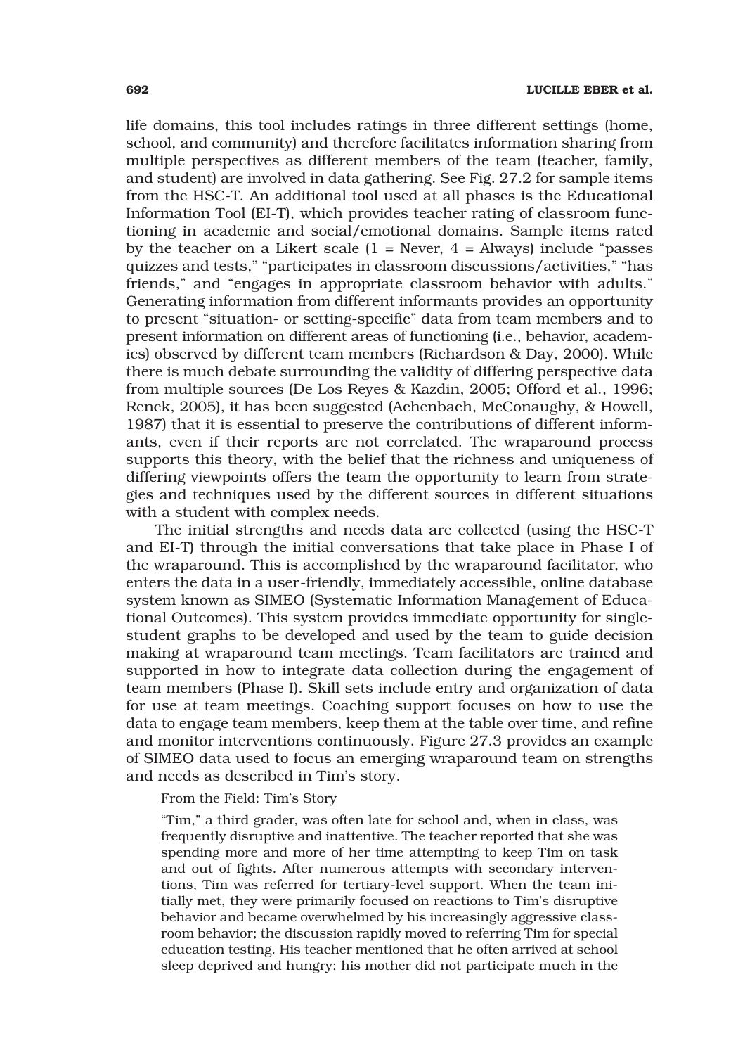life domains, this tool includes ratings in three different settings (home, school, and community) and therefore facilitates information sharing from multiple perspectives as different members of the team (teacher, family, and student) are involved in data gathering. See Fig. 27.2 for sample items from the HSC-T. An additional tool used at all phases is the Educational Information Tool (EI-T), which provides teacher rating of classroom functioning in academic and social/emotional domains. Sample items rated by the teacher on a Likert scale (1 = Never, 4 = Always) include "passes quizzes and tests," "participates in classroom discussions/activities," "has friends," and "engages in appropriate classroom behavior with adults." Generating information from different informants provides an opportunity to present "situation- or setting-specific" data from team members and to present information on different areas of functioning (i.e., behavior, academics) observed by different team members (Richardson & Day, 2000). While there is much debate surrounding the validity of differing perspective data from multiple sources (De Los Reyes & Kazdin, 2005; Offord et al., 1996; Renck, 2005), it has been suggested (Achenbach, McConaughy, & Howell, 1987) that it is essential to preserve the contributions of different informants, even if their reports are not correlated. The wraparound process supports this theory, with the belief that the richness and uniqueness of differing viewpoints offers the team the opportunity to learn from strategies and techniques used by the different sources in different situations with a student with complex needs.

The initial strengths and needs data are collected (using the HSC-T and EI-T) through the initial conversations that take place in Phase I of the wraparound. This is accomplished by the wraparound facilitator, who enters the data in a user-friendly, immediately accessible, online database system known as SIMEO (Systematic Information Management of Educational Outcomes). This system provides immediate opportunity for single-student graphs to be developed and used by the team to guide decision making at wraparound team meetings. Team facilitators are trained and supported in how to integrate data collection during the engagement of team members (Phase I). Skill sets include entry and organization of data for use at team meetings. Coaching support focuses on how to use the data to engage team members, keep them at the table over time, and refine and monitor interventions continuously. Figure 27.3 provides an example of SIMEO data used to focus an emerging wraparound team on strengths and needs as described in Tim's story.

From the Field: Tim's Story

> "Tim," a third grader, was often late for school and, when in class, was frequently disruptive and inattentive. The teacher reported that she was spending more and more of her time attempting to keep Tim on task and out of fights. After numerous attempts with secondary interventions, Tim was referred for tertiary-level support. When the team initially met, they were primarily focused on reactions to Tim's disruptive behavior and became overwhelmed by his increasingly aggressive classroom behavior; the discussion rapidly moved to referring Tim for special education testing. His teacher mentioned that he often arrived at school sleep deprived and hungry; his mother did not participate much in the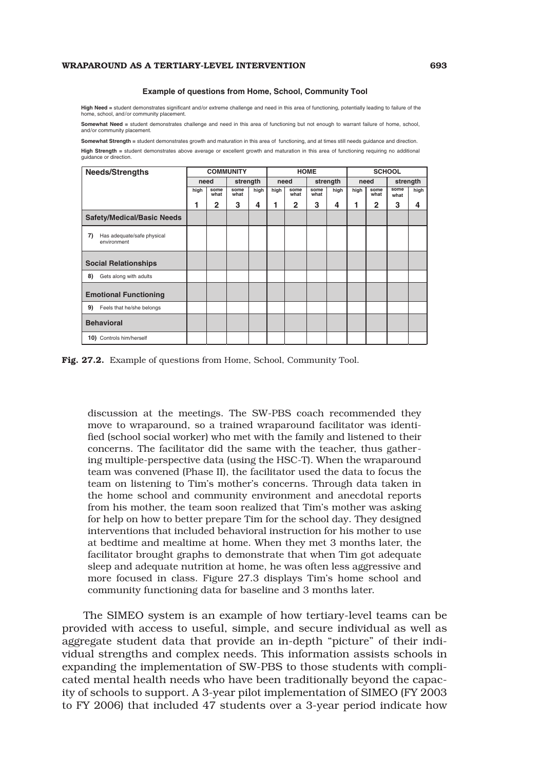**Example of questions from Home, School, Community Tool**

**High Need** = student demonstrates significant and/or extreme challenge and need in this area of functioning, potentially leading to failure of the home, school, and/or community placement.

**Somewhat Need** = student demonstrates challenge and need in this area of functioning but not enough to warrant failure of home, school, and/or community placement.

**Somewhat Strength** = student demonstrates growth and maturation in this area of functioning, and at times still needs guidance and direction.

**High Strength** = student demonstrates above average or excellent growth and maturation in this area of functioning requiring no additional guidance or direction.

| Needs/Strengths | COMMUNITY | | | | HOME | | | | SCHOOL | | | |
|---|---|---|---|---|---|---|---|---|---|---|---|---|
| | need | | strength | | need | | strength | | need | | strength | |
| | high | some what | some what | high | high | some what | some what | high | high | some what | some what | high |
| | 1 | 2 | 3 | 4 | 1 | 2 | 3 | 4 | 1 | 2 | 3 | 4 |
| **Safety/Medical/Basic Needs** | | | | | | | | | | | | |
| 7) Has adequate/safe physical environment | | | | | | | | | | | | |
| **Social Relationships** | | | | | | | | | | | | |
| 8) Gets along with adults | | | | | | | | | | | | |
| **Emotional Functioning** | | | | | | | | | | | | |
| 9) Feels that he/she belongs | | | | | | | | | | | | |
| **Behavioral** | | | | | | | | | | | | |
| 10) Controls him/herself | | | | | | | | | | | | |

**Fig. 27.2.** Example of questions from Home, School, Community Tool.

discussion at the meetings. The SW-PBS coach recommended they move to wraparound, so a trained wraparound facilitator was identified (school social worker) who met with the family and listened to their concerns. The facilitator did the same with the teacher, thus gathering multiple-perspective data (using the HSC-T). When the wraparound team was convened (Phase II), the facilitator used the data to focus the team on listening to Tim's mother's concerns. Through data taken in the home school and community environment and anecdotal reports from his mother, the team soon realized that Tim's mother was asking for help on how to better prepare Tim for the school day. They designed interventions that included behavioral instruction for his mother to use at bedtime and mealtime at home. When they met 3 months later, the facilitator brought graphs to demonstrate that when Tim got adequate sleep and adequate nutrition at home, he was often less aggressive and more focused in class. Figure 27.3 displays Tim's home school and community functioning data for baseline and 3 months later.

The SIMEO system is an example of how tertiary-level teams can be provided with access to useful, simple, and secure individual as well as aggregate student data that provide an in-depth "picture" of their individual strengths and complex needs. This information assists schools in expanding the implementation of SW-PBS to those students with complicated mental health needs who have been traditionally beyond the capacity of schools to support. A 3-year pilot implementation of SIMEO (FY 2003 to FY 2006) that included 47 students over a 3-year period indicate how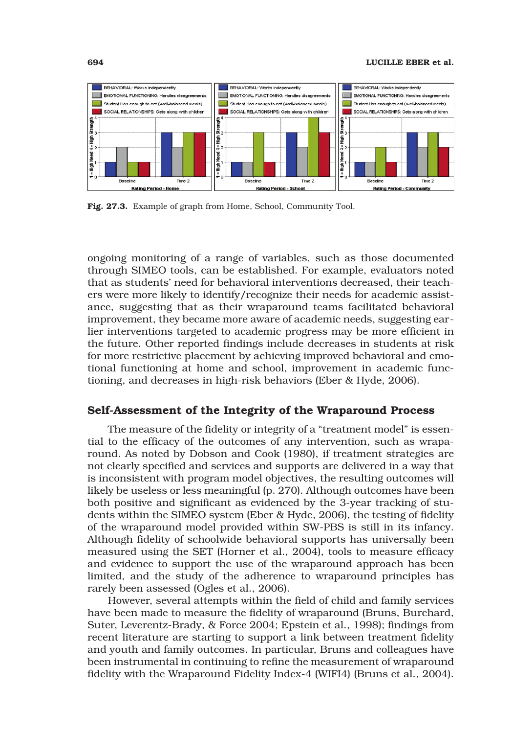Fig. 27.3. Example of graph from Home, School, Community Tool.

ongoing monitoring of a range of variables, such as those documented through SIMEO tools, can be established. For example, evaluators noted that as students' need for behavioral interventions decreased, their teachers were more likely to identify/recognize their needs for academic assistance, suggesting that as their wraparound teams facilitated behavioral improvement, they became more aware of academic needs, suggesting earlier interventions targeted to academic progress may be more efficient in the future. Other reported findings include decreases in students at risk for more restrictive placement by achieving improved behavioral and emotional functioning at home and school, improvement in academic functioning, and decreases in high-risk behaviors (Eber & Hyde, 2006).

## Self-Assessment of the Integrity of the Wraparound Process

The measure of the fidelity or integrity of a "treatment model" is essential to the efficacy of the outcomes of any intervention, such as wraparound. As noted by Dobson and Cook (1980), if treatment strategies are not clearly specified and services and supports are delivered in a way that is inconsistent with program model objectives, the resulting outcomes will likely be useless or less meaningful (p. 270). Although outcomes have been both positive and significant as evidenced by the 3-year tracking of students within the SIMEO system (Eber & Hyde, 2006), the testing of fidelity of the wraparound model provided within SW-PBS is still in its infancy. Although fidelity of schoolwide behavioral supports has universally been measured using the SET (Horner et al., 2004), tools to measure efficacy and evidence to support the use of the wraparound approach has been limited, and the study of the adherence to wraparound principles has rarely been assessed (Ogles et al., 2006).

However, several attempts within the field of child and family services have been made to measure the fidelity of wraparound (Bruns, Burchard, Suter, Leverentz-Brady, & Force 2004; Epstein et al., 1998); findings from recent literature are starting to support a link between treatment fidelity and youth and family outcomes. In particular, Bruns and colleagues have been instrumental in continuing to refine the measurement of wraparound fidelity with the Wraparound Fidelity Index-4 (WIFI4) (Bruns et al., 2004).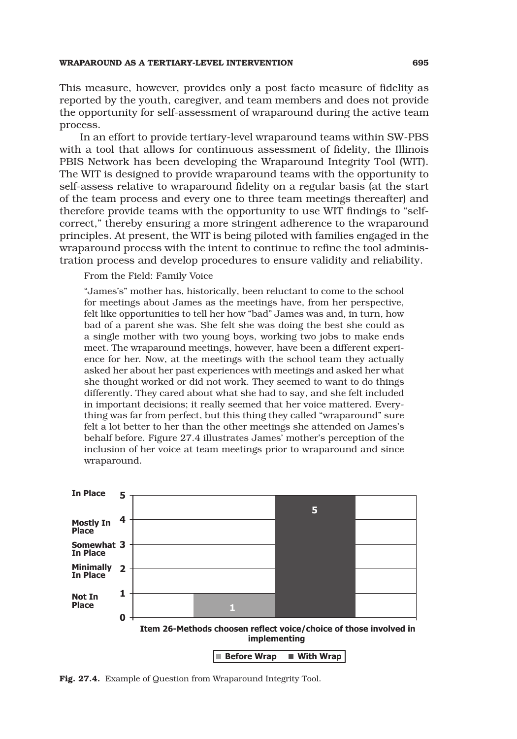This measure, however, provides only a post facto measure of fidelity as reported by the youth, caregiver, and team members and does not provide the opportunity for self-assessment of wraparound during the active team process.

In an effort to provide tertiary-level wraparound teams within SW-PBS with a tool that allows for continuous assessment of fidelity, the Illinois PBIS Network has been developing the Wraparound Integrity Tool (WIT). The WIT is designed to provide wraparound teams with the opportunity to self-assess relative to wraparound fidelity on a regular basis (at the start of the team process and every one to three team meetings thereafter) and therefore provide teams with the opportunity to use WIT findings to "self-correct," thereby ensuring a more stringent adherence to the wraparound principles. At present, the WIT is being piloted with families engaged in the wraparound process with the intent to continue to refine the tool administration process and develop procedures to ensure validity and reliability.

From the Field: Family Voice

"James's" mother has, historically, been reluctant to come to the school for meetings about James as the meetings have, from her perspective, felt like opportunities to tell her how "bad" James was and, in turn, how bad of a parent she was. She felt she was doing the best she could as a single mother with two young boys, working two jobs to make ends meet. The wraparound meetings, however, have been a different experience for her. Now, at the meetings with the school team they actually asked her about her past experiences with meetings and asked her what she thought worked or did not work. They seemed to want to do things differently. They cared about what she had to say, and she felt included in important decisions; it really seemed that her voice mattered. Everything was far from perfect, but this thing they called "wraparound" sure felt a lot better to her than the other meetings she attended on James's behalf before. Figure 27.4 illustrates James' mother's perception of the inclusion of her voice at team meetings prior to wraparound and since wraparound.

In Place 5
Mostly In Place 4
Somewhat In Place 3
Minimally In Place 2
Not In Place 1
0

1
5

Item 26-Methods choosen reflect voice/choice of those involved in implementing

Before Wrap
With Wrap

**Fig. 27.4.** Example of Question from Wraparound Integrity Tool.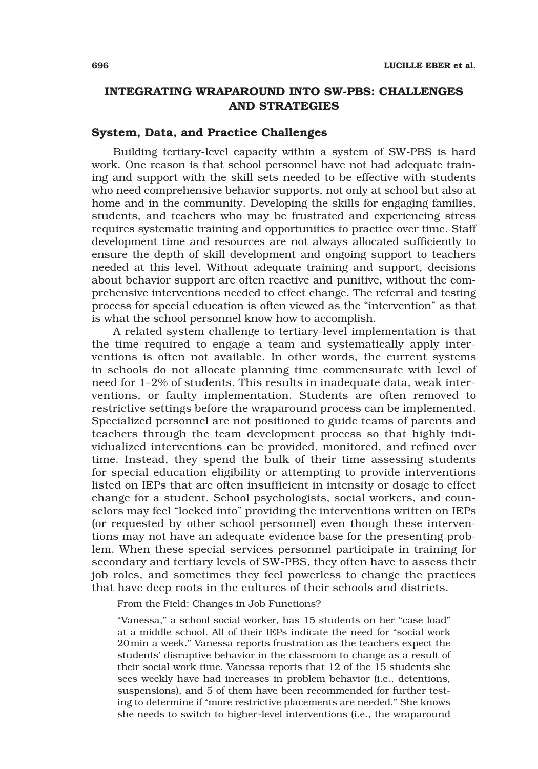## INTEGRATING WRAPAROUND INTO SW-PBS: CHALLENGES AND STRATEGIES

### System, Data, and Practice Challenges

Building tertiary-level capacity within a system of SW-PBS is hard work. One reason is that school personnel have not had adequate training and support with the skill sets needed to be effective with students who need comprehensive behavior supports, not only at school but also at home and in the community. Developing the skills for engaging families, students, and teachers who may be frustrated and experiencing stress requires systematic training and opportunities to practice over time. Staff development time and resources are not always allocated sufficiently to ensure the depth of skill development and ongoing support to teachers needed at this level. Without adequate training and support, decisions about behavior support are often reactive and punitive, without the comprehensive interventions needed to effect change. The referral and testing process for special education is often viewed as the "intervention" as that is what the school personnel know how to accomplish.

A related system challenge to tertiary-level implementation is that the time required to engage a team and systematically apply interventions is often not available. In other words, the current systems in schools do not allocate planning time commensurate with level of need for 1–2% of students. This results in inadequate data, weak interventions, or faulty implementation. Students are often removed to restrictive settings before the wraparound process can be implemented. Specialized personnel are not positioned to guide teams of parents and teachers through the team development process so that highly individualized interventions can be provided, monitored, and refined over time. Instead, they spend the bulk of their time assessing students for special education eligibility or attempting to provide interventions listed on IEPs that are often insufficient in intensity or dosage to effect change for a student. School psychologists, social workers, and counselors may feel "locked into" providing the interventions written on IEPs (or requested by other school personnel) even though these interventions may not have an adequate evidence base for the presenting problem. When these special services personnel participate in training for secondary and tertiary levels of SW-PBS, they often have to assess their job roles, and sometimes they feel powerless to change the practices that have deep roots in the cultures of their schools and districts.

From the Field: Changes in Job Functions?

"Vanessa," a school social worker, has 15 students on her "case load" at a middle school. All of their IEPs indicate the need for "social work 20 min a week." Vanessa reports frustration as the teachers expect the students' disruptive behavior in the classroom to change as a result of their social work time. Vanessa reports that 12 of the 15 students she sees weekly have had increases in problem behavior (i.e., detentions, suspensions), and 5 of them have been recommended for further testing to determine if "more restrictive placements are needed." She knows she needs to switch to higher-level interventions (i.e., the wraparound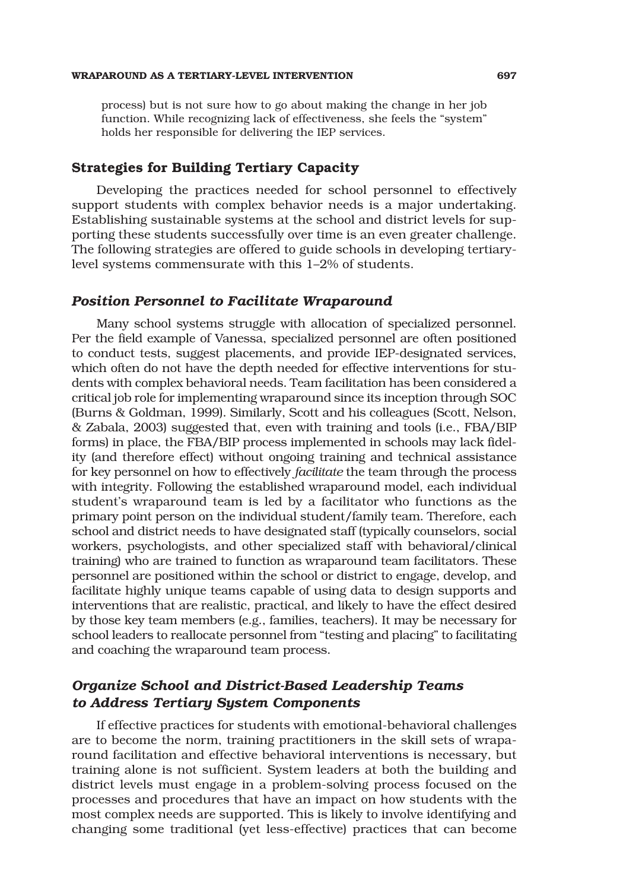process) but is not sure how to go about making the change in her job function. While recognizing lack of effectiveness, she feels the "system" holds her responsible for delivering the IEP services.

## Strategies for Building Tertiary Capacity

Developing the practices needed for school personnel to effectively support students with complex behavior needs is a major undertaking. Establishing sustainable systems at the school and district levels for supporting these students successfully over time is an even greater challenge. The following strategies are offered to guide schools in developing tertiary-level systems commensurate with this 1–2% of students.

### *Position Personnel to Facilitate Wraparound*

Many school systems struggle with allocation of specialized personnel. Per the field example of Vanessa, specialized personnel are often positioned to conduct tests, suggest placements, and provide IEP-designated services, which often do not have the depth needed for effective interventions for students with complex behavioral needs. Team facilitation has been considered a critical job role for implementing wraparound since its inception through SOC (Burns & Goldman, 1999). Similarly, Scott and his colleagues (Scott, Nelson, & Zabala, 2003) suggested that, even with training and tools (i.e., FBA/BIP forms) in place, the FBA/BIP process implemented in schools may lack fidelity (and therefore effect) without ongoing training and technical assistance for key personnel on how to effectively *facilitate* the team through the process with integrity. Following the established wraparound model, each individual student's wraparound team is led by a facilitator who functions as the primary point person on the individual student/family team. Therefore, each school and district needs to have designated staff (typically counselors, social workers, psychologists, and other specialized staff with behavioral/clinical training) who are trained to function as wraparound team facilitators. These personnel are positioned within the school or district to engage, develop, and facilitate highly unique teams capable of using data to design supports and interventions that are realistic, practical, and likely to have the effect desired by those key team members (e.g., families, teachers). It may be necessary for school leaders to reallocate personnel from "testing and placing" to facilitating and coaching the wraparound team process.

### *Organize School and District-Based Leadership Teams to Address Tertiary System Components*

If effective practices for students with emotional-behavioral challenges are to become the norm, training practitioners in the skill sets of wraparound facilitation and effective behavioral interventions is necessary, but training alone is not sufficient. System leaders at both the building and district levels must engage in a problem-solving process focused on the processes and procedures that have an impact on how students with the most complex needs are supported. This is likely to involve identifying and changing some traditional (yet less-effective) practices that can become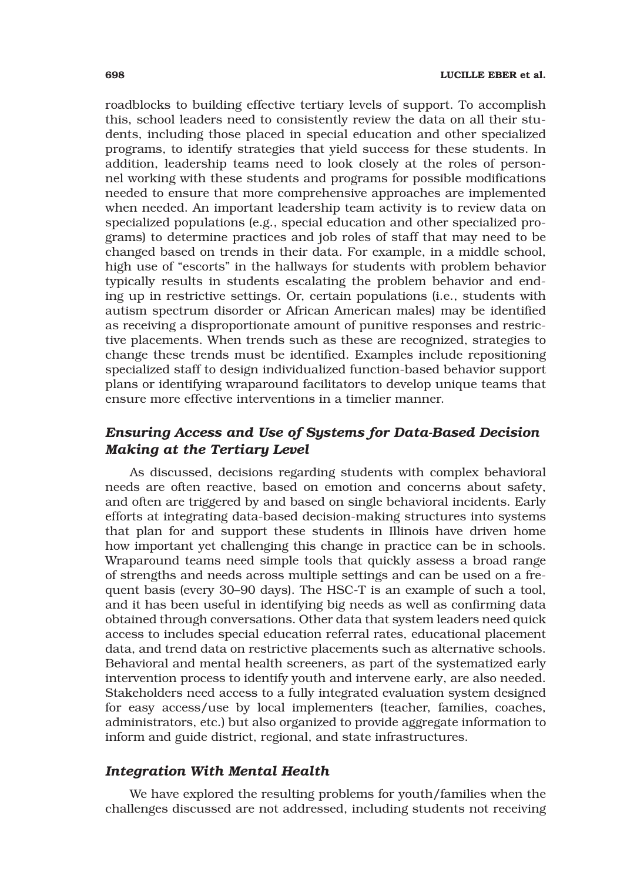roadblocks to building effective tertiary levels of support. To accomplish this, school leaders need to consistently review the data on all their students, including those placed in special education and other specialized programs, to identify strategies that yield success for these students. In addition, leadership teams need to look closely at the roles of personnel working with these students and programs for possible modifications needed to ensure that more comprehensive approaches are implemented when needed. An important leadership team activity is to review data on specialized populations (e.g., special education and other specialized programs) to determine practices and job roles of staff that may need to be changed based on trends in their data. For example, in a middle school, high use of "escorts" in the hallways for students with problem behavior typically results in students escalating the problem behavior and ending up in restrictive settings. Or, certain populations (i.e., students with autism spectrum disorder or African American males) may be identified as receiving a disproportionate amount of punitive responses and restrictive placements. When trends such as these are recognized, strategies to change these trends must be identified. Examples include repositioning specialized staff to design individualized function-based behavior support plans or identifying wraparound facilitators to develop unique teams that ensure more effective interventions in a timelier manner.

### *Ensuring Access and Use of Systems for Data-Based Decision Making at the Tertiary Level*

As discussed, decisions regarding students with complex behavioral needs are often reactive, based on emotion and concerns about safety, and often are triggered by and based on single behavioral incidents. Early efforts at integrating data-based decision-making structures into systems that plan for and support these students in Illinois have driven home how important yet challenging this change in practice can be in schools. Wraparound teams need simple tools that quickly assess a broad range of strengths and needs across multiple settings and can be used on a frequent basis (every 30–90 days). The HSC-T is an example of such a tool, and it has been useful in identifying big needs as well as confirming data obtained through conversations. Other data that system leaders need quick access to includes special education referral rates, educational placement data, and trend data on restrictive placements such as alternative schools. Behavioral and mental health screeners, as part of the systematized early intervention process to identify youth and intervene early, are also needed. Stakeholders need access to a fully integrated evaluation system designed for easy access/use by local implementers (teacher, families, coaches, administrators, etc.) but also organized to provide aggregate information to inform and guide district, regional, and state infrastructures.

### *Integration With Mental Health*

We have explored the resulting problems for youth/families when the challenges discussed are not addressed, including students not receiving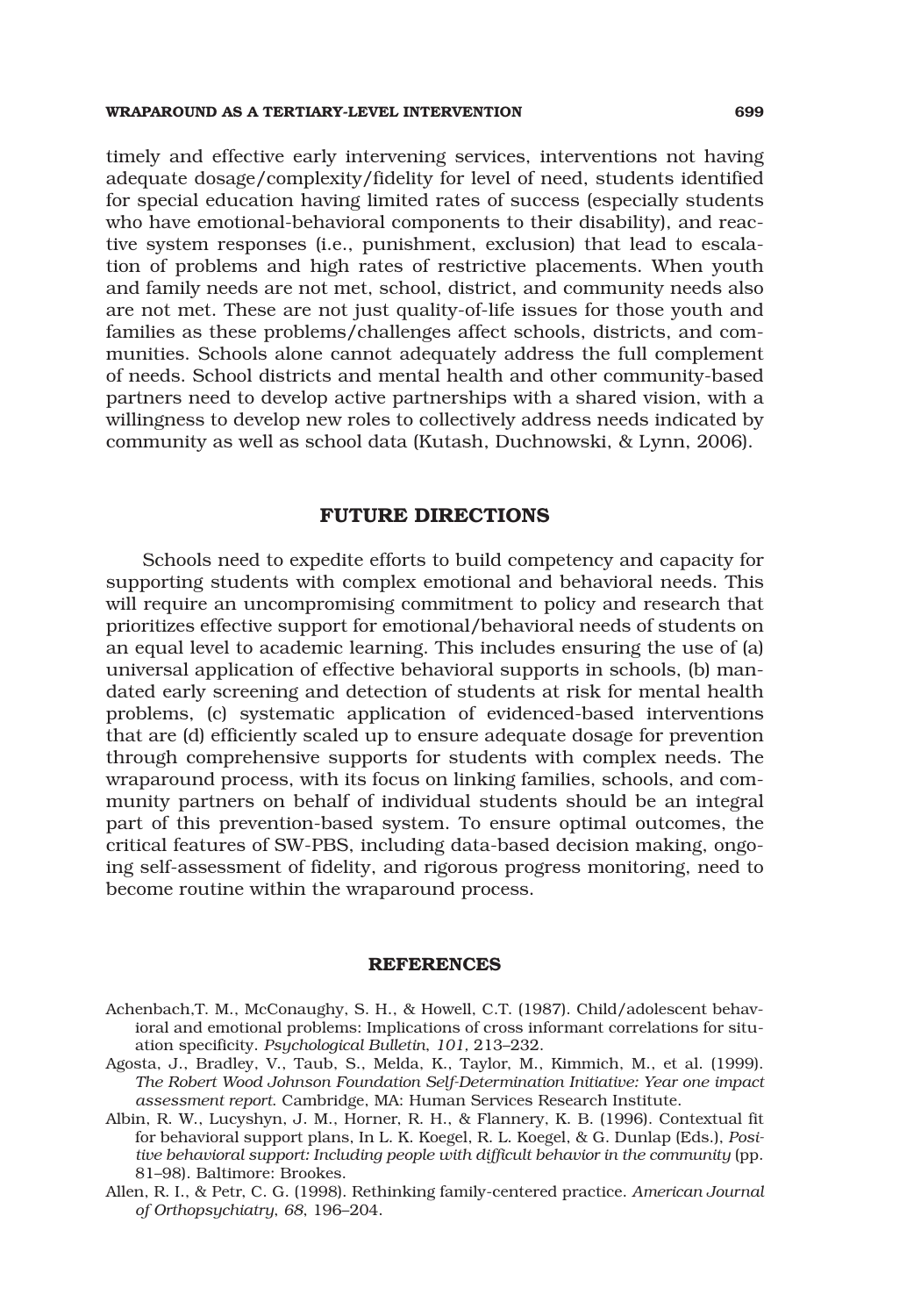timely and effective early intervening services, interventions not having adequate dosage/complexity/fidelity for level of need, students identified for special education having limited rates of success (especially students who have emotional-behavioral components to their disability), and reactive system responses (i.e., punishment, exclusion) that lead to escalation of problems and high rates of restrictive placements. When youth and family needs are not met, school, district, and community needs also are not met. These are not just quality-of-life issues for those youth and families as these problems/challenges affect schools, districts, and communities. Schools alone cannot adequately address the full complement of needs. School districts and mental health and other community-based partners need to develop active partnerships with a shared vision, with a willingness to develop new roles to collectively address needs indicated by community as well as school data (Kutash, Duchnowski, & Lynn, 2006).

## FUTURE DIRECTIONS

Schools need to expedite efforts to build competency and capacity for supporting students with complex emotional and behavioral needs. This will require an uncompromising commitment to policy and research that prioritizes effective support for emotional/behavioral needs of students on an equal level to academic learning. This includes ensuring the use of (a) universal application of effective behavioral supports in schools, (b) mandated early screening and detection of students at risk for mental health problems, (c) systematic application of evidenced-based interventions that are (d) efficiently scaled up to ensure adequate dosage for prevention through comprehensive supports for students with complex needs. The wraparound process, with its focus on linking families, schools, and community partners on behalf of individual students should be an integral part of this prevention-based system. To ensure optimal outcomes, the critical features of SW-PBS, including data-based decision making, ongoing self-assessment of fidelity, and rigorous progress monitoring, need to become routine within the wraparound process.

## REFERENCES

Achenbach,T. M., McConaughy, S. H., & Howell, C.T. (1987). Child/adolescent behavioral and emotional problems: Implications of cross informant correlations for situation specificity. *Psychological Bulletin*, *101*, 213–232.

Agosta, J., Bradley, V., Taub, S., Melda, K., Taylor, M., Kimmich, M., et al. (1999). *The Robert Wood Johnson Foundation Self-Determination Initiative: Year one impact assessment report*. Cambridge, MA: Human Services Research Institute.

Albin, R. W., Lucyshyn, J. M., Horner, R. H., & Flannery, K. B. (1996). Contextual fit for behavioral support plans, In L. K. Koegel, R. L. Koegel, & G. Dunlap (Eds.), *Positive behavioral support: Including people with difficult behavior in the community* (pp. 81–98). Baltimore: Brookes.

Allen, R. I., & Petr, C. G. (1998). Rethinking family-centered practice. *American Journal of Orthopsychiatry*, *68*, 196–204.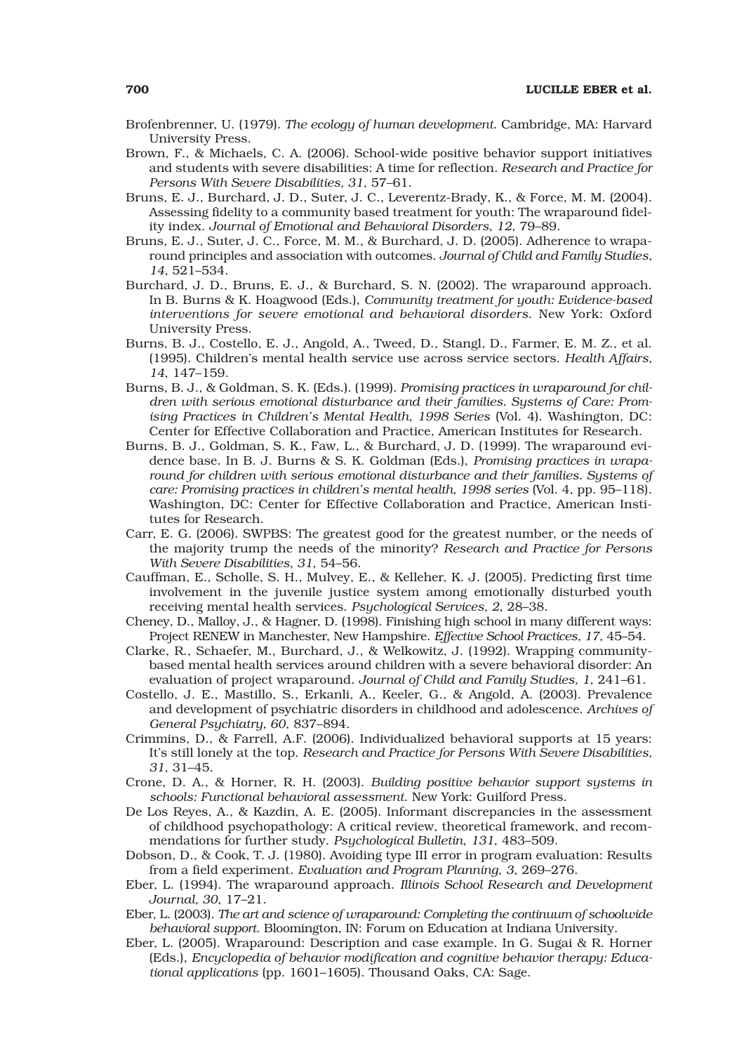Brofenbrenner, U. (1979). *The ecology of human development*. Cambridge, MA: Harvard University Press.

Brown, F., & Michaels, C. A. (2006). School-wide positive behavior support initiatives and students with severe disabilities: A time for reflection. *Research and Practice for Persons With Severe Disabilities, 31*, 57–61.

Bruns, E. J., Burchard, J. D., Suter, J. C., Leverentz-Brady, K., & Force, M. M. (2004). Assessing fidelity to a community based treatment for youth: The wraparound fidelity index. *Journal of Emotional and Behavioral Disorders, 12*, 79–89.

Bruns, E. J., Suter, J. C., Force, M. M., & Burchard, J. D. (2005). Adherence to wraparound principles and association with outcomes. *Journal of Child and Family Studies, 14,* 521–534.

Burchard, J. D., Bruns, E. J., & Burchard, S. N. (2002). The wraparound approach. In B. Burns & K. Hoagwood (Eds.), *Community treatment for youth: Evidence-based interventions for severe emotional and behavioral disorders*. New York: Oxford University Press.

Burns, B. J., Costello, E. J., Angold, A., Tweed, D., Stangl, D., Farmer, E. M. Z., et al. (1995). Children's mental health service use across service sectors. *Health Affairs, 14*, 147–159.

Burns, B. J., & Goldman, S. K. (Eds.). (1999). *Promising practices in wraparound for children with serious emotional disturbance and their families. Systems of Care: Promising Practices in Children's Mental Health, 1998 Series* (Vol. 4). Washington, DC: Center for Effective Collaboration and Practice, American Institutes for Research.

Burns, B. J., Goldman, S. K., Faw, L., & Burchard, J. D. (1999). The wraparound evidence base. In B. J. Burns & S. K. Goldman (Eds.), *Promising practices in wraparound for children with serious emotional disturbance and their families. Systems of care: Promising practices in children's mental health, 1998 series* (Vol. 4, pp. 95–118). Washington, DC: Center for Effective Collaboration and Practice, American Institutes for Research.

Carr, E. G. (2006). SWPBS: The greatest good for the greatest number, or the needs of the majority trump the needs of the minority? *Research and Practice for Persons With Severe Disabilities, 31*, 54–56.

Cauffman, E., Scholle, S. H., Mulvey, E., & Kelleher, K. J. (2005). Predicting first time involvement in the juvenile justice system among emotionally disturbed youth receiving mental health services. *Psychological Services, 2*, 28–38.

Cheney, D., Malloy, J., & Hagner, D. (1998). Finishing high school in many different ways: Project RENEW in Manchester, New Hampshire. *Effective School Practices, 17*, 45–54.

Clarke, R., Schaefer, M., Burchard, J., & Welkowitz, J. (1992). Wrapping community-based mental health services around children with a severe behavioral disorder: An evaluation of project wraparound. *Journal of Child and Family Studies, 1*, 241–61.

Costello, J. E., Mastillo, S., Erkanli, A., Keeler, G., & Angold, A. (2003). Prevalence and development of psychiatric disorders in childhood and adolescence. *Archives of General Psychiatry, 60*, 837–894.

Crimmins, D., & Farrell, A.F. (2006). Individualized behavioral supports at 15 years: It's still lonely at the top. *Research and Practice for Persons With Severe Disabilities, 31*, 31–45.

Crone, D. A., & Horner, R. H. (2003). *Building positive behavior support systems in schools: Functional behavioral assessment*. New York: Guilford Press.

De Los Reyes, A., & Kazdin, A. E. (2005). Informant discrepancies in the assessment of childhood psychopathology: A critical review, theoretical framework, and recommendations for further study. *Psychological Bulletin, 131*, 483–509.

Dobson, D., & Cook, T. J. (1980). Avoiding type III error in program evaluation: Results from a field experiment. *Evaluation and Program Planning, 3*, 269–276.

Eber, L. (1994). The wraparound approach. *Illinois School Research and Development Journal, 30*, 17–21.

Eber, L. (2003). *The art and science of wraparound: Completing the continuum of schoolwide behavioral support.* Bloomington, IN: Forum on Education at Indiana University.

Eber, L. (2005). Wraparound: Description and case example. In G. Sugai & R. Horner (Eds.), *Encyclopedia of behavior modification and cognitive behavior therapy: Educational applications* (pp. 1601–1605). Thousand Oaks, CA: Sage.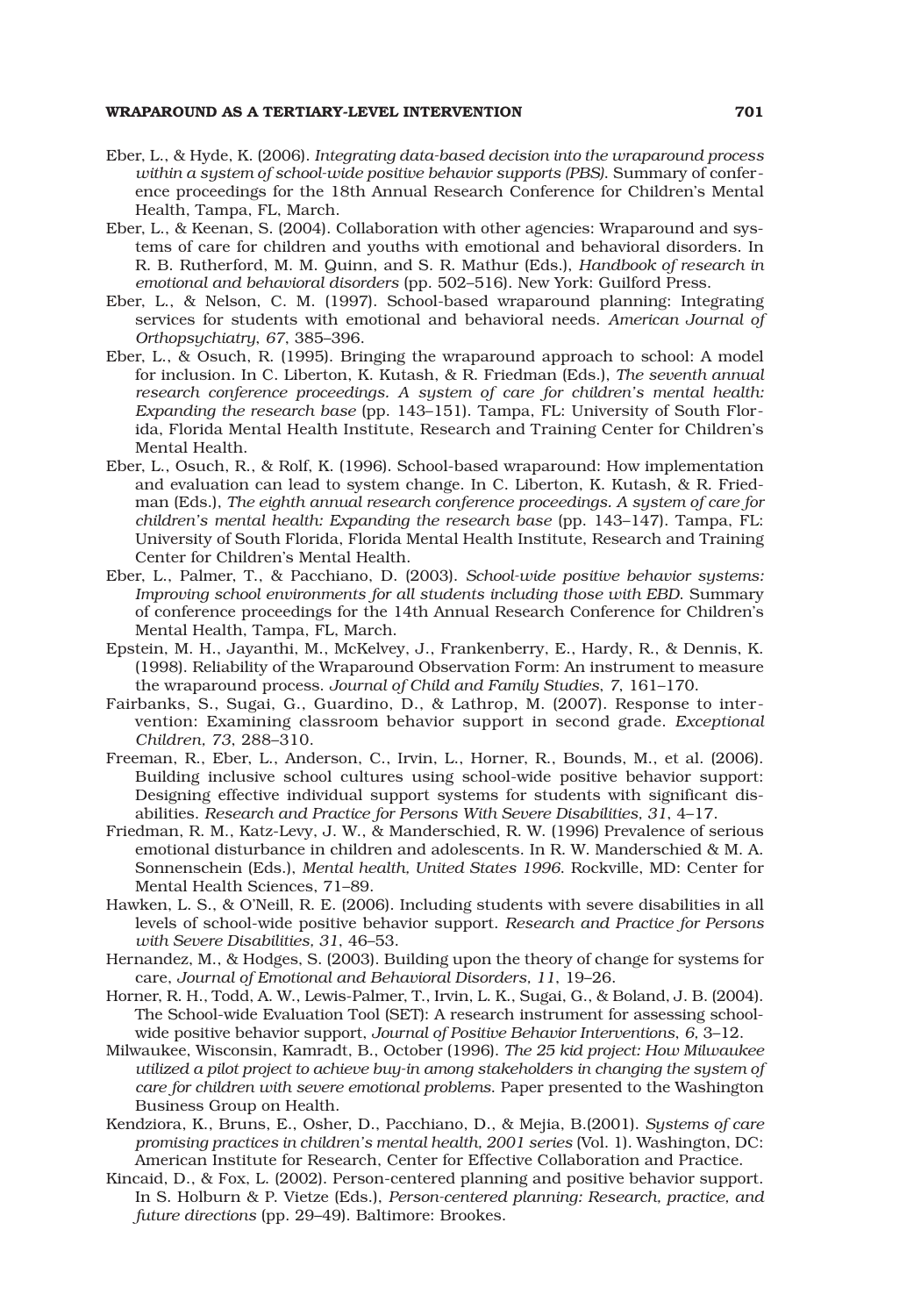Eber, L., & Hyde, K. (2006). *Integrating data-based decision into the wraparound process within a system of school-wide positive behavior supports (PBS)*. Summary of conference proceedings for the 18th Annual Research Conference for Children's Mental Health, Tampa, FL, March.

Eber, L., & Keenan, S. (2004). Collaboration with other agencies: Wraparound and systems of care for children and youths with emotional and behavioral disorders. In R. B. Rutherford, M. M. Quinn, and S. R. Mathur (Eds.), *Handbook of research in emotional and behavioral disorders* (pp. 502–516). New York: Guilford Press.

Eber, L., & Nelson, C. M. (1997). School-based wraparound planning: Integrating services for students with emotional and behavioral needs. *American Journal of Orthopsychiatry, 67*, 385–396.

Eber, L., & Osuch, R. (1995). Bringing the wraparound approach to school: A model for inclusion. In C. Liberton, K. Kutash, & R. Friedman (Eds.), *The seventh annual research conference proceedings. A system of care for children's mental health: Expanding the research base* (pp. 143–151). Tampa, FL: University of South Florida, Florida Mental Health Institute, Research and Training Center for Children's Mental Health.

Eber, L., Osuch, R., & Rolf, K. (1996). School-based wraparound: How implementation and evaluation can lead to system change. In C. Liberton, K. Kutash, & R. Friedman (Eds.), *The eighth annual research conference proceedings. A system of care for children's mental health: Expanding the research base* (pp. 143–147). Tampa, FL: University of South Florida, Florida Mental Health Institute, Research and Training Center for Children's Mental Health.

Eber, L., Palmer, T., & Pacchiano, D. (2003). *School-wide positive behavior systems: Improving school environments for all students including those with EBD*. Summary of conference proceedings for the 14th Annual Research Conference for Children's Mental Health, Tampa, FL, March.

Epstein, M. H., Jayanthi, M., McKelvey, J., Frankenberry, E., Hardy, R., & Dennis, K. (1998). Reliability of the Wraparound Observation Form: An instrument to measure the wraparound process. *Journal of Child and Family Studies, 7*, 161–170.

Fairbanks, S., Sugai, G., Guardino, D., & Lathrop, M. (2007). Response to intervention: Examining classroom behavior support in second grade. *Exceptional Children, 73*, 288–310.

Freeman, R., Eber, L., Anderson, C., Irvin, L., Horner, R., Bounds, M., et al. (2006). Building inclusive school cultures using school-wide positive behavior support: Designing effective individual support systems for students with significant disabilities. *Research and Practice for Persons With Severe Disabilities, 31*, 4–17.

Friedman, R. M., Katz-Levy, J. W., & Manderschied, R. W. (1996) Prevalence of serious emotional disturbance in children and adolescents. In R. W. Manderschied & M. A. Sonnenschein (Eds.), *Mental health, United States 1996*. Rockville, MD: Center for Mental Health Sciences, 71–89.

Hawken, L. S., & O'Neill, R. E. (2006). Including students with severe disabilities in all levels of school-wide positive behavior support. *Research and Practice for Persons with Severe Disabilities, 31*, 46–53.

Hernandez, M., & Hodges, S. (2003). Building upon the theory of change for systems for care, *Journal of Emotional and Behavioral Disorders, 11*, 19–26.

Horner, R. H., Todd, A. W., Lewis-Palmer, T., Irvin, L. K., Sugai, G., & Boland, J. B. (2004). The School-wide Evaluation Tool (SET): A research instrument for assessing school-wide positive behavior support, *Journal of Positive Behavior Interventions, 6*, 3–12.

Milwaukee, Wisconsin, Kamradt, B., October (1996). *The 25 kid project: How Milwaukee utilized a pilot project to achieve buy-in among stakeholders in changing the system of care for children with severe emotional problems*. Paper presented to the Washington Business Group on Health.

Kendziora, K., Bruns, E., Osher, D., Pacchiano, D., & Mejia, B.(2001). *Systems of care promising practices in children's mental health, 2001 series* (Vol. 1). Washington, DC: American Institute for Research, Center for Effective Collaboration and Practice.

Kincaid, D., & Fox, L. (2002). Person-centered planning and positive behavior support. In S. Holburn & P. Vietze (Eds.), *Person-centered planning: Research, practice, and future directions* (pp. 29–49). Baltimore: Brookes.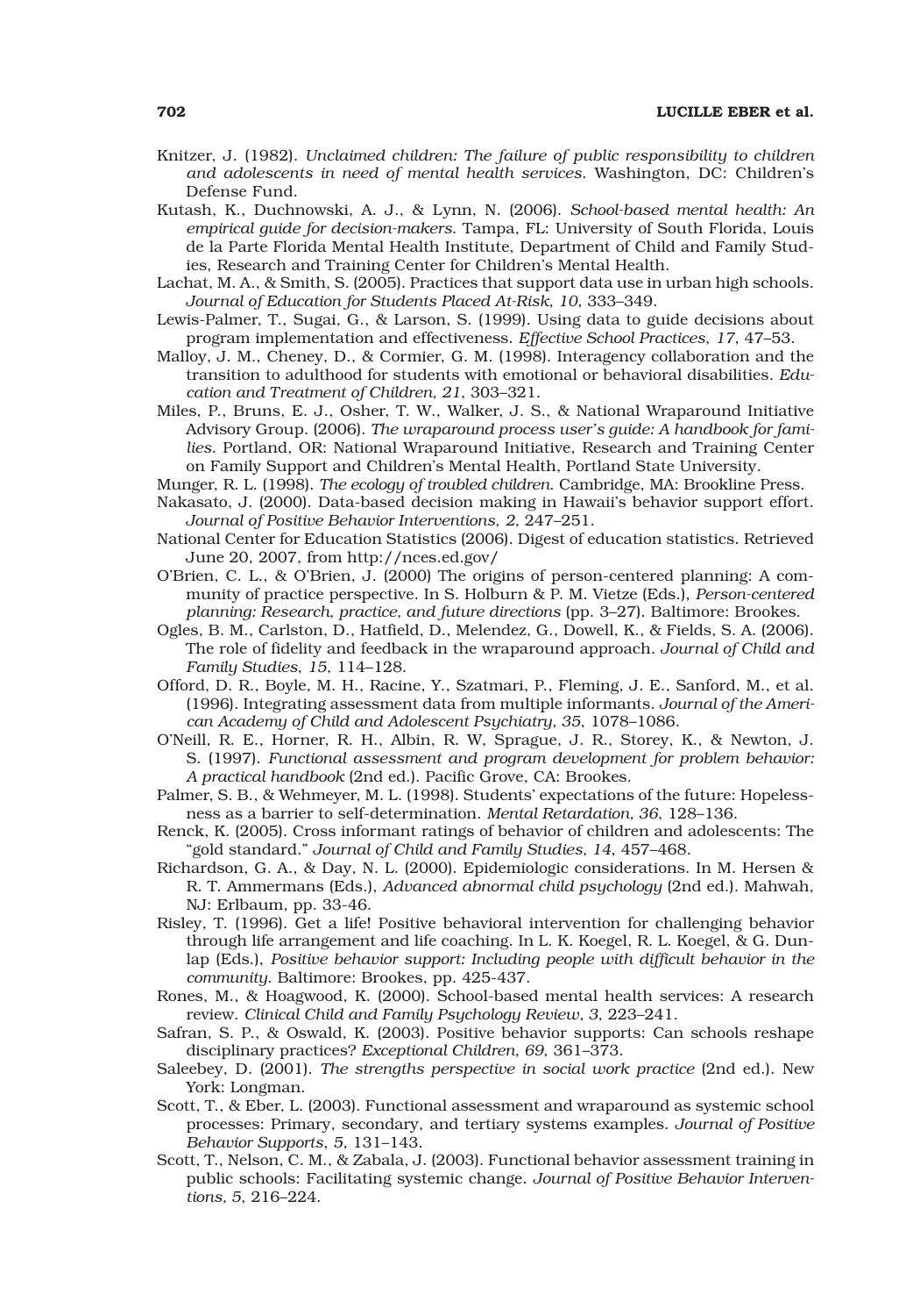Knitzer, J. (1982). *Unclaimed children: The failure of public responsibility to children and adolescents in need of mental health services*. Washington, DC: Children's Defense Fund.

Kutash, K., Duchnowski, A. J., & Lynn, N. (2006). *School-based mental health: An empirical guide for decision-makers*. Tampa, FL: University of South Florida, Louis de la Parte Florida Mental Health Institute, Department of Child and Family Studies, Research and Training Center for Children's Mental Health.

Lachat, M. A., & Smith, S. (2005). Practices that support data use in urban high schools. *Journal of Education for Students Placed At-Risk, 10*, 333–349.

Lewis-Palmer, T., Sugai, G., & Larson, S. (1999). Using data to guide decisions about program implementation and effectiveness. *Effective School Practices*, *17*, 47–53.

Malloy, J. M., Cheney, D., & Cormier, G. M. (1998). Interagency collaboration and the transition to adulthood for students with emotional or behavioral disabilities. *Education and Treatment of Children, 21*, 303–321.

Miles, P., Bruns, E. J., Osher, T. W., Walker, J. S., & National Wraparound Initiative Advisory Group. (2006). *The wraparound process user's guide: A handbook for families*. Portland, OR: National Wraparound Initiative, Research and Training Center on Family Support and Children's Mental Health, Portland State University.

Munger, R. L. (1998). *The ecology of troubled children*. Cambridge, MA: Brookline Press.

Nakasato, J. (2000). Data-based decision making in Hawaii's behavior support effort. *Journal of Positive Behavior Interventions*, *2*, 247–251.

National Center for Education Statistics (2006). Digest of education statistics. Retrieved June 20, 2007, from http://nces.ed.gov/

O'Brien, C. L., & O'Brien, J. (2000) The origins of person-centered planning: A community of practice perspective. In S. Holburn & P. M. Vietze (Eds.), *Person-centered planning: Research, practice, and future directions* (pp. 3–27). Baltimore: Brookes.

Ogles, B. M., Carlston, D., Hatfield, D., Melendez, G., Dowell, K., & Fields, S. A. (2006). The role of fidelity and feedback in the wraparound approach. *Journal of Child and Family Studies*, *15*, 114–128.

Offord, D. R., Boyle, M. H., Racine, Y., Szatmari, P., Fleming, J. E., Sanford, M., et al. (1996). Integrating assessment data from multiple informants. *Journal of the American Academy of Child and Adolescent Psychiatry, 35*, 1078–1086.

O'Neill, R. E., Horner, R. H., Albin, R. W, Sprague, J. R., Storey, K., & Newton, J. S. (1997). *Functional assessment and program development for problem behavior: A practical handbook* (2nd ed.). Pacific Grove, CA: Brookes.

Palmer, S. B., & Wehmeyer, M. L. (1998). Students' expectations of the future: Hopelessness as a barrier to self-determination. *Mental Retardation, 36*, 128–136.

Renck, K. (2005). Cross informant ratings of behavior of children and adolescents: The "gold standard." *Journal of Child and Family Studies, 14*, 457–468.

Richardson, G. A., & Day, N. L. (2000). Epidemiologic considerations. In M. Hersen & R. T. Ammermans (Eds.), *Advanced abnormal child psychology* (2nd ed.). Mahwah, NJ: Erlbaum, pp. 33-46.

Risley, T. (1996). Get a life! Positive behavioral intervention for challenging behavior through life arrangement and life coaching. In L. K. Koegel, R. L. Koegel, & G. Dunlap (Eds.), *Positive behavior support: Including people with difficult behavior in the community*. Baltimore: Brookes, pp. 425-437.

Rones, M., & Hoagwood, K. (2000). School-based mental health services: A research review. *Clinical Child and Family Psychology Review, 3*, 223–241.

Safran, S. P., & Oswald, K. (2003). Positive behavior supports: Can schools reshape disciplinary practices? *Exceptional Children, 69*, 361–373.

Saleebey, D. (2001). *The strengths perspective in social work practice* (2nd ed.). New York: Longman.

Scott, T., & Eber, L. (2003). Functional assessment and wraparound as systemic school processes: Primary, secondary, and tertiary systems examples. *Journal of Positive Behavior Supports*, *5*, 131–143.

Scott, T., Nelson, C. M., & Zabala, J. (2003). Functional behavior assessment training in public schools: Facilitating systemic change. *Journal of Positive Behavior Interventions, 5*, 216–224.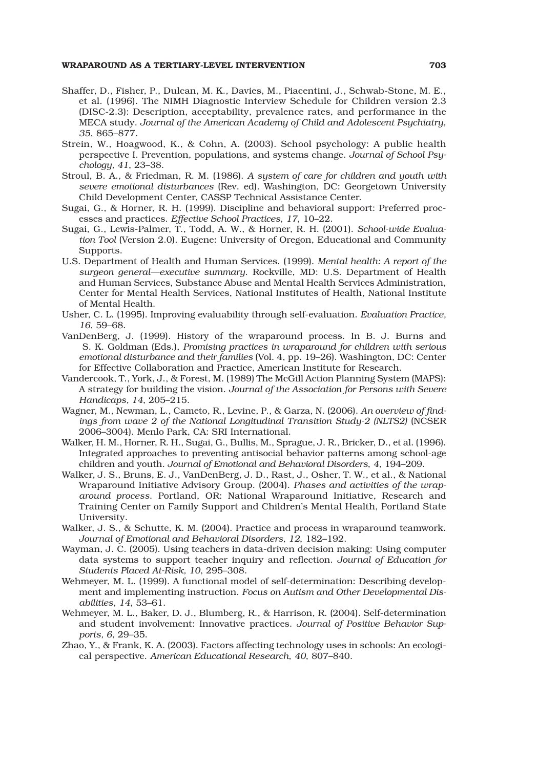Shaffer, D., Fisher, P., Dulcan, M. K., Davies, M., Piacentini, J., Schwab-Stone, M. E., et al. (1996). The NIMH Diagnostic Interview Schedule for Children version 2.3 (DISC-2.3): Description, acceptability, prevalence rates, and performance in the MECA study. *Journal of the American Academy of Child and Adolescent Psychiatry*, *35*, 865–877.

Strein, W., Hoagwood, K., & Cohn, A. (2003). School psychology: A public health perspective I. Prevention, populations, and systems change. *Journal of School Psychology, 41*, 23–38.

Stroul, B. A., & Friedman, R. M. (1986). *A system of care for children and youth with severe emotional disturbances* (Rev. ed). Washington, DC: Georgetown University Child Development Center, CASSP Technical Assistance Center.

Sugai, G., & Horner, R. H. (1999). Discipline and behavioral support: Preferred processes and practices. *Effective School Practices*, *17*, 10–22.

Sugai, G., Lewis-Palmer, T., Todd, A. W., & Horner, R. H. (2001). *School-wide Evaluation Tool* (Version 2.0). Eugene: University of Oregon, Educational and Community Supports.

U.S. Department of Health and Human Services. (1999). *Mental health: A report of the surgeon general—executive summary*. Rockville, MD: U.S. Department of Health and Human Services, Substance Abuse and Mental Health Services Administration, Center for Mental Health Services, National Institutes of Health, National Institute of Mental Health.

Usher, C. L. (1995). Improving evaluability through self-evaluation. *Evaluation Practice, 16*, 59–68.

VanDenBerg, J. (1999). History of the wraparound process. In B. J. Burns and S. K. Goldman (Eds.), *Promising practices in wraparound for children with serious emotional disturbance and their families* (Vol. 4, pp. 19–26). Washington, DC: Center for Effective Collaboration and Practice, American Institute for Research.

Vandercook, T., York, J., & Forest, M. (1989) The McGill Action Planning System (MAPS): A strategy for building the vision. *Journal of the Association for Persons with Severe Handicaps, 14*, 205–215.

Wagner, M., Newman, L., Cameto, R., Levine, P., & Garza, N. (2006). *An overview of findings from wave 2 of the National Longitudinal Transition Study-2 (NLTS2)* (NCSER 2006–3004). Menlo Park, CA: SRI International.

Walker, H. M., Horner, R. H., Sugai, G., Bullis, M., Sprague, J. R., Bricker, D., et al. (1996). Integrated approaches to preventing antisocial behavior patterns among school-age children and youth. *Journal of Emotional and Behavioral Disorders*, *4*, 194–209.

Walker, J. S., Bruns, E. J., VanDenBerg, J. D., Rast, J., Osher, T. W., et al., & National Wraparound Initiative Advisory Group. (2004). *Phases and activities of the wraparound process*. Portland, OR: National Wraparound Initiative, Research and Training Center on Family Support and Children's Mental Health, Portland State University.

Walker, J. S., & Schutte, K. M. (2004). Practice and process in wraparound teamwork. *Journal of Emotional and Behavioral Disorders, 12*, 182–192.

Wayman, J. C. (2005). Using teachers in data-driven decision making: Using computer data systems to support teacher inquiry and reflection. *Journal of Education for Students Placed At-Risk, 10*, 295–308.

Wehmeyer, M. L. (1999). A functional model of self-determination: Describing development and implementing instruction. *Focus on Autism and Other Developmental Disabilities*, *14*, 53–61.

Wehmeyer, M. L., Baker, D. J., Blumberg, R., & Harrison, R. (2004). Self-determination and student involvement: Innovative practices. *Journal of Positive Behavior Supports, 6*, 29–35.

Zhao, Y., & Frank, K. A. (2003). Factors affecting technology uses in schools: An ecological perspective. *American Educational Research*, *40*, 807–840.